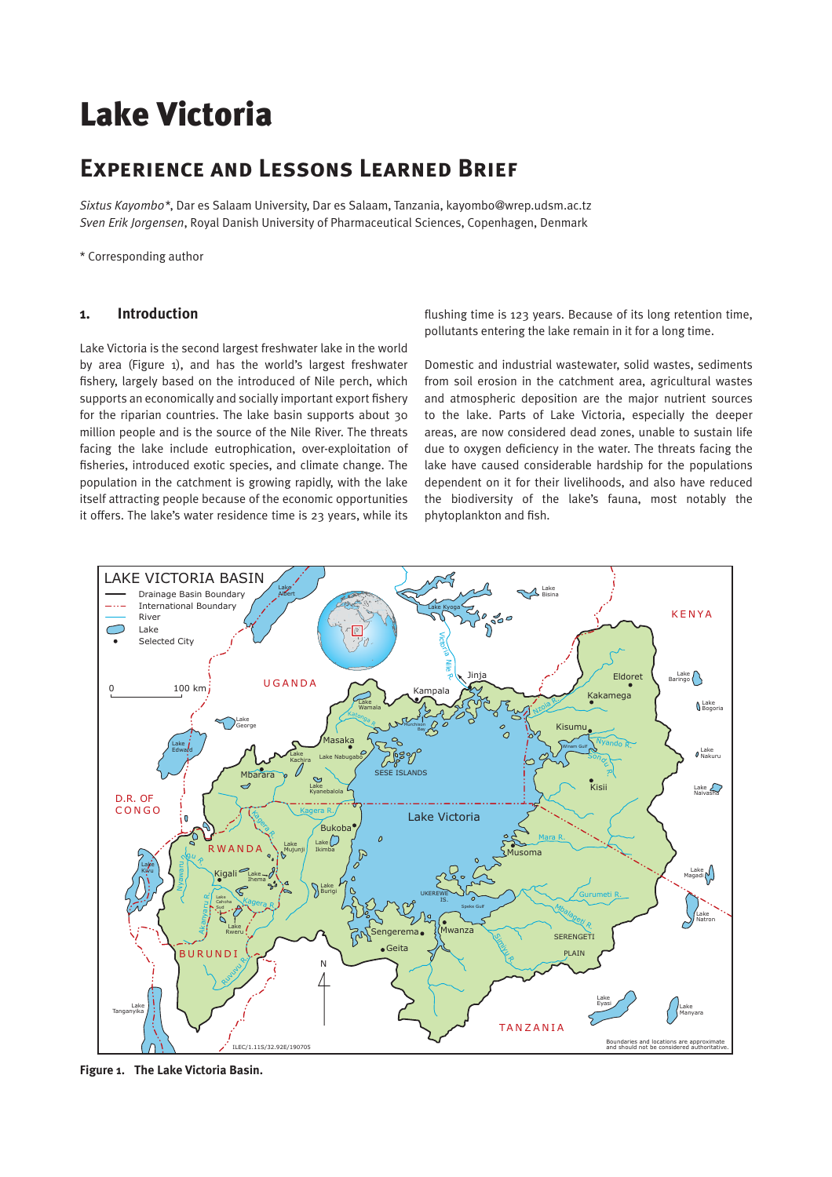# Lake Victoria

## Experience and Lessons Learned Brief

*Sixtus Kayombo\**, Dar es Salaam University, Dar es Salaam, Tanzania, kayombo@wrep.udsm.ac.tz
*Sven Erik Jorgensen*, Royal Danish University of Pharmaceutical Sciences, Copenhagen, Denmark

\* Corresponding author

### 1. Introduction

Lake Victoria is the second largest freshwater lake in the world by area (Figure 1), and has the world's largest freshwater fishery, largely based on the introduced of Nile perch, which supports an economically and socially important export fishery for the riparian countries. The lake basin supports about 30 million people and is the source of the Nile River. The threats facing the lake include eutrophication, over-exploitation of fisheries, introduced exotic species, and climate change. The population in the catchment is growing rapidly, with the lake itself attracting people because of the economic opportunities it offers. The lake's water residence time is 23 years, while its flushing time is 123 years. Because of its long retention time, pollutants entering the lake remain in it for a long time.

Domestic and industrial wastewater, solid wastes, sediments from soil erosion in the catchment area, agricultural wastes and atmospheric deposition are the major nutrient sources to the lake. Parts of Lake Victoria, especially the deeper areas, are now considered dead zones, unable to sustain life due to oxygen deficiency in the water. The threats facing the lake have caused considerable hardship for the populations dependent on it for their livelihoods, and also have reduced the biodiversity of the lake's fauna, most notably the phytoplankton and fish.

**Figure 1. The Lake Victoria Basin.**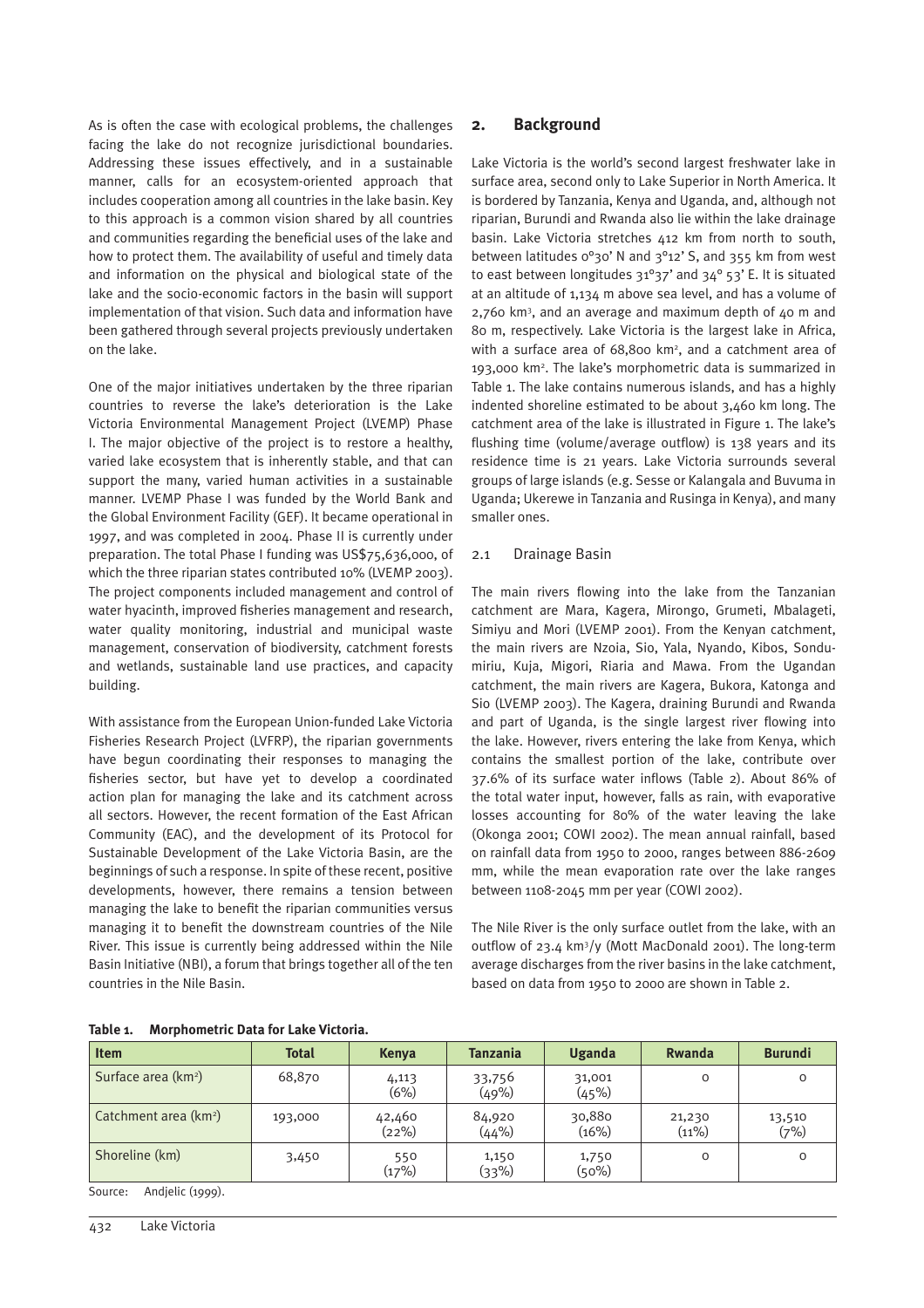As is often the case with ecological problems, the challenges facing the lake do not recognize jurisdictional boundaries. Addressing these issues effectively, and in a sustainable manner, calls for an ecosystem-oriented approach that includes cooperation among all countries in the lake basin. Key to this approach is a common vision shared by all countries and communities regarding the beneficial uses of the lake and how to protect them. The availability of useful and timely data and information on the physical and biological state of the lake and the socio-economic factors in the basin will support implementation of that vision. Such data and information have been gathered through several projects previously undertaken on the lake.

One of the major initiatives undertaken by the three riparian countries to reverse the lake's deterioration is the Lake Victoria Environmental Management Project (LVEMP) Phase I. The major objective of the project is to restore a healthy, varied lake ecosystem that is inherently stable, and that can support the many, varied human activities in a sustainable manner. LVEMP Phase I was funded by the World Bank and the Global Environment Facility (GEF). It became operational in 1997, and was completed in 2004. Phase II is currently under preparation. The total Phase I funding was US$75,636,000, of which the three riparian states contributed 10% (LVEMP 2003). The project components included management and control of water hyacinth, improved fisheries management and research, water quality monitoring, industrial and municipal waste management, conservation of biodiversity, catchment forests and wetlands, sustainable land use practices, and capacity building.

With assistance from the European Union-funded Lake Victoria Fisheries Research Project (LVFRP), the riparian governments have begun coordinating their responses to managing the fisheries sector, but have yet to develop a coordinated action plan for managing the lake and its catchment across all sectors. However, the recent formation of the East African Community (EAC), and the development of its Protocol for Sustainable Development of the Lake Victoria Basin, are the beginnings of such a response. In spite of these recent, positive developments, however, there remains a tension between managing the lake to benefit the riparian communities versus managing it to benefit the downstream countries of the Nile River. This issue is currently being addressed within the Nile Basin Initiative (NBI), a forum that brings together all of the ten countries in the Nile Basin.

## 2. Background

Lake Victoria is the world's second largest freshwater lake in surface area, second only to Lake Superior in North America. It is bordered by Tanzania, Kenya and Uganda, and, although not riparian, Burundi and Rwanda also lie within the lake drainage basin. Lake Victoria stretches 412 km from north to south, between latitudes 0°30' N and 3°12' S, and 355 km from west to east between longitudes 31°37' and 34° 53' E. It is situated at an altitude of 1,134 m above sea level, and has a volume of 2,760 km$^3$, and an average and maximum depth of 40 m and 80 m, respectively. Lake Victoria is the largest lake in Africa, with a surface area of 68,800 km$^2$, and a catchment area of 193,000 km$^2$. The lake's morphometric data is summarized in Table 1. The lake contains numerous islands, and has a highly indented shoreline estimated to be about 3,460 km long. The catchment area of the lake is illustrated in Figure 1. The lake's flushing time (volume/average outflow) is 138 years and its residence time is 21 years. Lake Victoria surrounds several groups of large islands (e.g. Sesse or Kalangala and Buvuma in Uganda; Ukerewe in Tanzania and Rusinga in Kenya), and many smaller ones.

### 2.1 Drainage Basin

The main rivers flowing into the lake from the Tanzanian catchment are Mara, Kagera, Mirongo, Grumeti, Mbalageti, Simiyu and Mori (LVEMP 2001). From the Kenyan catchment, the main rivers are Nzoia, Sio, Yala, Nyando, Kibos, Sondu-miriu, Kuja, Migori, Riaria and Mawa. From the Ugandan catchment, the main rivers are Kagera, Bukora, Katonga and Sio (LVEMP 2003). The Kagera, draining Burundi and Rwanda and part of Uganda, is the single largest river flowing into the lake. However, rivers entering the lake from Kenya, which contains the smallest portion of the lake, contribute over 37.6% of its surface water inflows (Table 2). About 86% of the total water input, however, falls as rain, with evaporative losses accounting for 80% of the water leaving the lake (Okonga 2001; COWI 2002). The mean annual rainfall, based on rainfall data from 1950 to 2000, ranges between 886-2609 mm, while the mean evaporation rate over the lake ranges between 1108-2045 mm per year (COWI 2002).

The Nile River is the only surface outlet from the lake, with an outflow of 23.4 km$^3$/y (Mott MacDonald 2001). The long-term average discharges from the river basins in the lake catchment, based on data from 1950 to 2000 are shown in Table 2.

**Table 1. Morphometric Data for Lake Victoria.**

| Item | Total | Kenya | Tanzania | Uganda | Rwanda | Burundi |
|---|---|---|---|---|---|---|
| Surface area (km$^2$) | 68,870 | 4,113 (6%) | 33,756 (49%) | 31,001 (45%) | 0 | 0 |
| Catchment area (km$^2$) | 193,000 | 42,460 (22%) | 84,920 (44%) | 30,880 (16%) | 21,230 (11%) | 13,510 (7%) |
| Shoreline (km) | 3,450 | 550 (17%) | 1,150 (33%) | 1,750 (50%) | 0 | 0 |

Source: Andjelic (1999).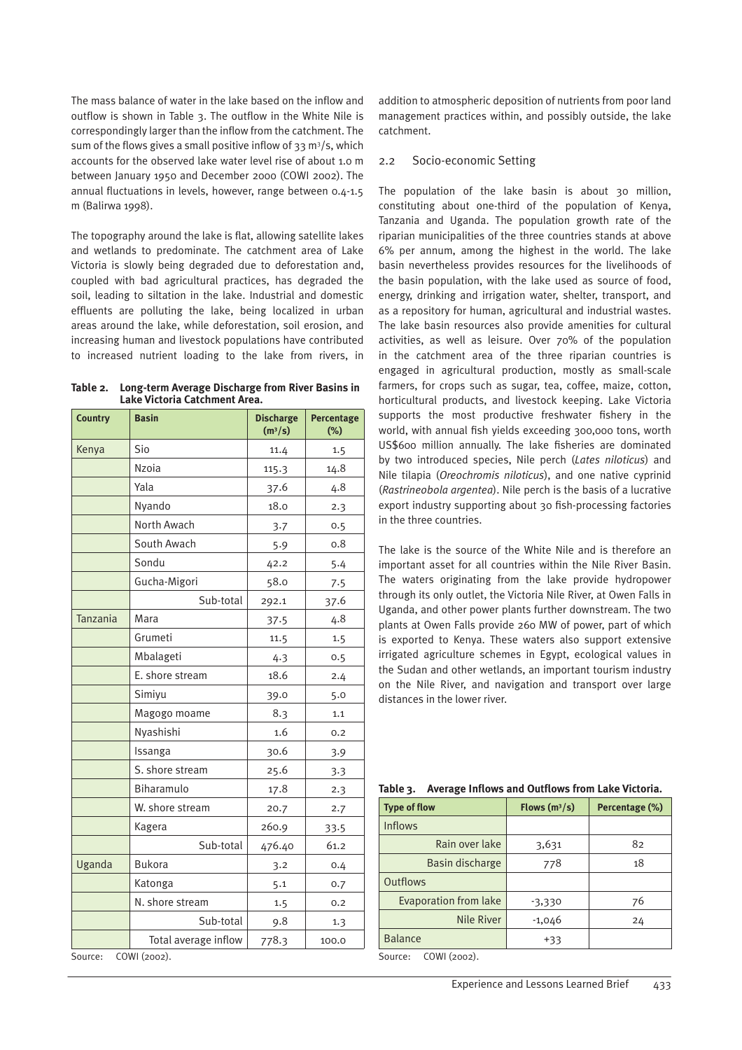The mass balance of water in the lake based on the inflow and outflow is shown in Table 3. The outflow in the White Nile is correspondingly larger than the inflow from the catchment. The sum of the flows gives a small positive inflow of 33 $m^3/s$, which accounts for the observed lake water level rise of about 1.0 m between January 1950 and December 2000 (COWI 2002). The annual fluctuations in levels, however, range between 0.4-1.5 m (Balirwa 1998).

The topography around the lake is flat, allowing satellite lakes and wetlands to predominate. The catchment area of Lake Victoria is slowly being degraded due to deforestation and, coupled with bad agricultural practices, has degraded the soil, leading to siltation in the lake. Industrial and domestic effluents are polluting the lake, being localized in urban areas around the lake, while deforestation, soil erosion, and increasing human and livestock populations have contributed to increased nutrient loading to the lake from rivers, in addition to atmospheric deposition of nutrients from poor land management practices within, and possibly outside, the lake catchment.

**Table 2. Long-term Average Discharge from River Basins in Lake Victoria Catchment Area.**

| Country | Basin | Discharge ($m^3/s$) | Percentage (%) |
|---|---|---|---|
| Kenya | Sio | 11.4 | 1.5 |
| | Nzoia | 115.3 | 14.8 |
| | Yala | 37.6 | 4.8 |
| | Nyando | 18.0 | 2.3 |
| | North Awach | 3.7 | 0.5 |
| | South Awach | 5.9 | 0.8 |
| | Sondu | 42.2 | 5.4 |
| | Gucha-Migori | 58.0 | 7.5 |
| | Sub-total | 292.1 | 37.6 |
| Tanzania | Mara | 37.5 | 4.8 |
| | Grumeti | 11.5 | 1.5 |
| | Mbalageti | 4.3 | 0.5 |
| | E. shore stream | 18.6 | 2.4 |
| | Simiyu | 39.0 | 5.0 |
| | Magogo moame | 8.3 | 1.1 |
| | Nyashishi | 1.6 | 0.2 |
| | Issanga | 30.6 | 3.9 |
| | S. shore stream | 25.6 | 3.3 |
| | Biharamulo | 17.8 | 2.3 |
| | W. shore stream | 20.7 | 2.7 |
| | Kagera | 260.9 | 33.5 |
| | Sub-total | 476.40 | 61.2 |
| Uganda | Bukora | 3.2 | 0.4 |
| | Katonga | 5.1 | 0.7 |
| | N. shore stream | 1.5 | 0.2 |
| | Sub-total | 9.8 | 1.3 |
| | Total average inflow | 778.3 | 100.0 |

Source: COWI (2002).

## 2.2 Socio-economic Setting

The population of the lake basin is about 30 million, constituting about one-third of the population of Kenya, Tanzania and Uganda. The population growth rate of the riparian municipalities of the three countries stands at above 6% per annum, among the highest in the world. The lake basin nevertheless provides resources for the livelihoods of the basin population, with the lake used as source of food, energy, drinking and irrigation water, shelter, transport, and as a repository for human, agricultural and industrial wastes. The lake basin resources also provide amenities for cultural activities, as well as leisure. Over 70% of the population in the catchment area of the three riparian countries is engaged in agricultural production, mostly as small-scale farmers, for crops such as sugar, tea, coffee, maize, cotton, horticultural products, and livestock keeping. Lake Victoria supports the most productive freshwater fishery in the world, with annual fish yields exceeding 300,000 tons, worth US$600 million annually. The lake fisheries are dominated by two introduced species, Nile perch (*Lates niloticus*) and Nile tilapia (*Oreochromis niloticus*), and one native cyprinid (*Rastrineobola argentea*). Nile perch is the basis of a lucrative export industry supporting about 30 fish-processing factories in the three countries.

The lake is the source of the White Nile and is therefore an important asset for all countries within the Nile River Basin. The waters originating from the lake provide hydropower through its only outlet, the Victoria Nile River, at Owen Falls in Uganda, and other power plants further downstream. The two plants at Owen Falls provide 260 MW of power, part of which is exported to Kenya. These waters also support extensive irrigated agriculture schemes in Egypt, ecological values in the Sudan and other wetlands, an important tourism industry on the Nile River, and navigation and transport over large distances in the lower river.

**Table 3. Average Inflows and Outflows from Lake Victoria.**

| Type of flow | Flows ($m^3/s$) | Percentage (%) |
|---|---|---|
| Inflows | | |
| Rain over lake | 3,631 | 82 |
| Basin discharge | 778 | 18 |
| Outflows | | |
| Evaporation from lake | -3,330 | 76 |
| Nile River | -1,046 | 24 |
| Balance | +33 | |

Source: COWI (2002).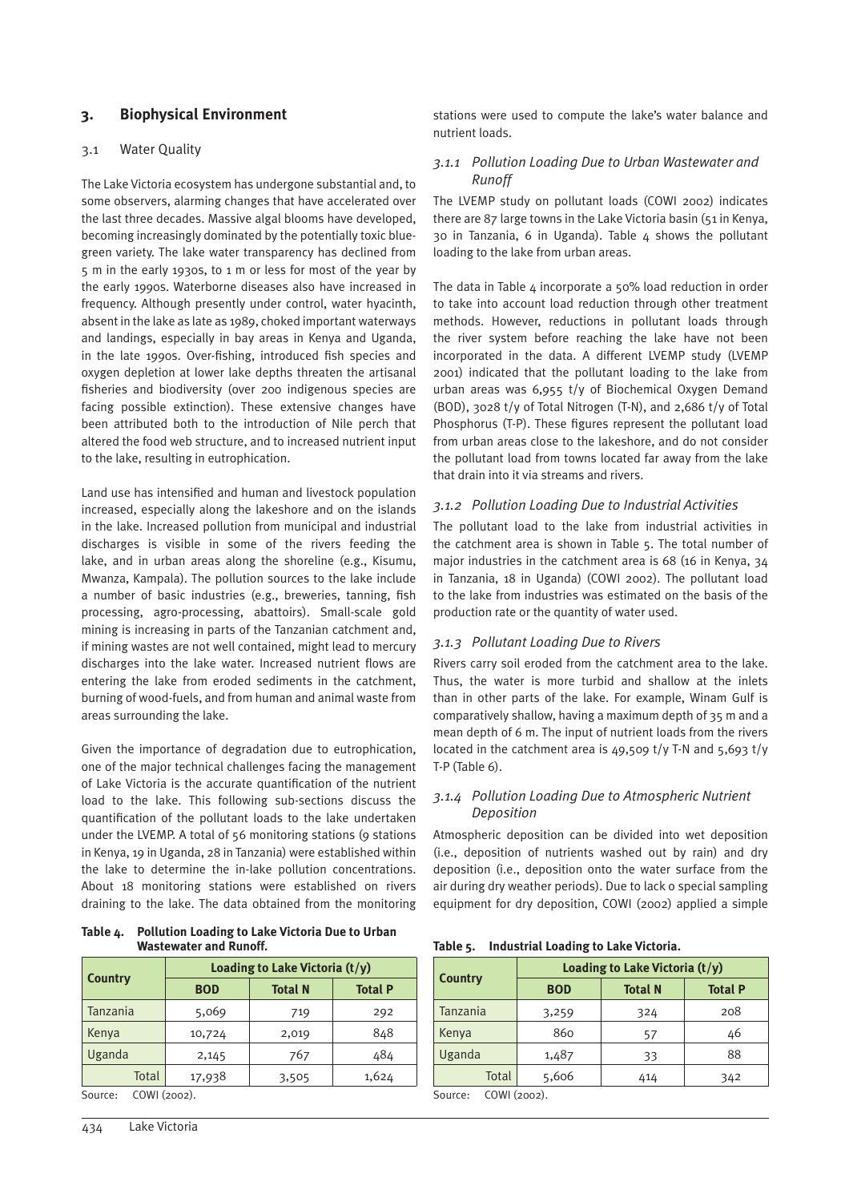## 3. Biophysical Environment

### 3.1 Water Quality

The Lake Victoria ecosystem has undergone substantial and, to some observers, alarming changes that have accelerated over the last three decades. Massive algal blooms have developed, becoming increasingly dominated by the potentially toxic blue-green variety. The lake water transparency has declined from 5 m in the early 1930s, to 1 m or less for most of the year by the early 1990s. Waterborne diseases also have increased in frequency. Although presently under control, water hyacinth, absent in the lake as late as 1989, choked important waterways and landings, especially in bay areas in Kenya and Uganda, in the late 1990s. Over-fishing, introduced fish species and oxygen depletion at lower lake depths threaten the artisanal fisheries and biodiversity (over 200 indigenous species are facing possible extinction). These extensive changes have been attributed both to the introduction of Nile perch that altered the food web structure, and to increased nutrient input to the lake, resulting in eutrophication.

Land use has intensified and human and livestock population increased, especially along the lakeshore and on the islands in the lake. Increased pollution from municipal and industrial discharges is visible in some of the rivers feeding the lake, and in urban areas along the shoreline (e.g., Kisumu, Mwanza, Kampala). The pollution sources to the lake include a number of basic industries (e.g., breweries, tanning, fish processing, agro-processing, abattoirs). Small-scale gold mining is increasing in parts of the Tanzanian catchment and, if mining wastes are not well contained, might lead to mercury discharges into the lake water. Increased nutrient flows are entering the lake from eroded sediments in the catchment, burning of wood-fuels, and from human and animal waste from areas surrounding the lake.

Given the importance of degradation due to eutrophication, one of the major technical challenges facing the management of Lake Victoria is the accurate quantification of the nutrient load to the lake. This following sub-sections discuss the quantification of the pollutant loads to the lake undertaken under the LVEMP. A total of 56 monitoring stations (9 stations in Kenya, 19 in Uganda, 28 in Tanzania) were established within the lake to determine the in-lake pollution concentrations. About 18 monitoring stations were established on rivers draining to the lake. The data obtained from the monitoring stations were used to compute the lake's water balance and nutrient loads.

**Table 4. Pollution Loading to Lake Victoria Due to Urban Wastewater and Runoff.**

| Country | Loading to Lake Victoria (t/y) | | |
|---|---|---|---|
| | BOD | Total N | Total P |
| Tanzania | 5,069 | 719 | 292 |
| Kenya | 10,724 | 2,019 | 848 |
| Uganda | 2,145 | 767 | 484 |
| Total | 17,938 | 3,505 | 1,624 |

Source: COWI (2002).

#### *3.1.1 Pollution Loading Due to Urban Wastewater and Runoff*

The LVEMP study on pollutant loads (COWI 2002) indicates there are 87 large towns in the Lake Victoria basin (51 in Kenya, 30 in Tanzania, 6 in Uganda). Table 4 shows the pollutant loading to the lake from urban areas.

The data in Table 4 incorporate a 50% load reduction in order to take into account load reduction through other treatment methods. However, reductions in pollutant loads through the river system before reaching the lake have not been incorporated in the data. A different LVEMP study (LVEMP 2001) indicated that the pollutant loading to the lake from urban areas was 6,955 t/y of Biochemical Oxygen Demand (BOD), 3028 t/y of Total Nitrogen (T-N), and 2,686 t/y of Total Phosphorus (T-P). These figures represent the pollutant load from urban areas close to the lakeshore, and do not consider the pollutant load from towns located far away from the lake that drain into it via streams and rivers.

#### *3.1.2 Pollution Loading Due to Industrial Activities*

The pollutant load to the lake from industrial activities in the catchment area is shown in Table 5. The total number of major industries in the catchment area is 68 (16 in Kenya, 34 in Tanzania, 18 in Uganda) (COWI 2002). The pollutant load to the lake from industries was estimated on the basis of the production rate or the quantity of water used.

#### *3.1.3 Pollutant Loading Due to Rivers*

Rivers carry soil eroded from the catchment area to the lake. Thus, the water is more turbid and shallow at the inlets than in other parts of the lake. For example, Winam Gulf is comparatively shallow, having a maximum depth of 35 m and a mean depth of 6 m. The input of nutrient loads from the rivers located in the catchment area is 49,509 t/y T-N and 5,693 t/y T-P (Table 6).

#### *3.1.4 Pollution Loading Due to Atmospheric Nutrient Deposition*

Atmospheric deposition can be divided into wet deposition (i.e., deposition of nutrients washed out by rain) and dry deposition (i.e., deposition onto the water surface from the air during dry weather periods). Due to lack o special sampling equipment for dry deposition, COWI (2002) applied a simple

**Table 5. Industrial Loading to Lake Victoria.**

| Country | Loading to Lake Victoria (t/y) | | |
|---|---|---|---|
| | BOD | Total N | Total P |
| Tanzania | 3,259 | 324 | 208 |
| Kenya | 860 | 57 | 46 |
| Uganda | 1,487 | 33 | 88 |
| Total | 5,606 | 414 | 342 |

Source: COWI (2002).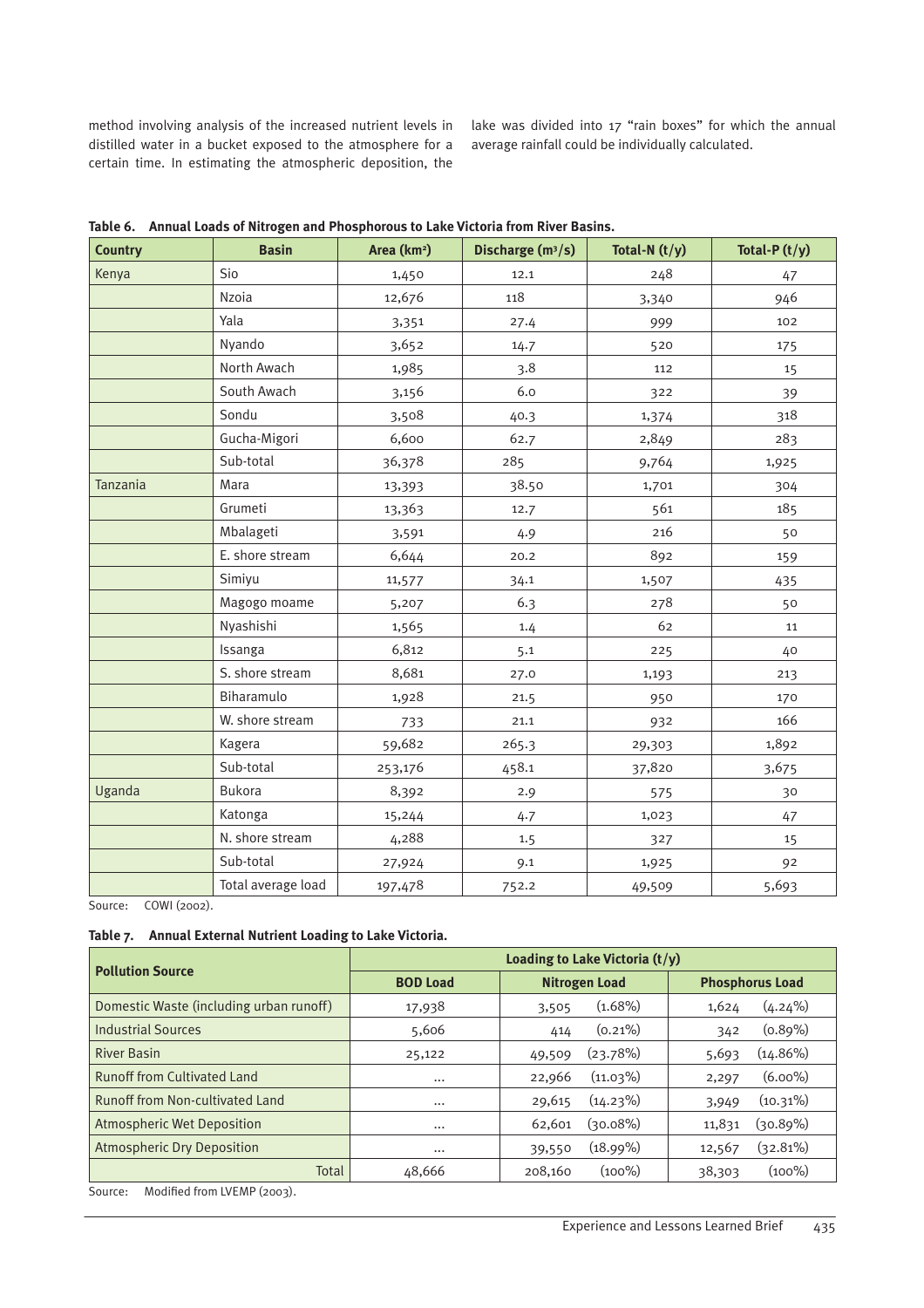method involving analysis of the increased nutrient levels in distilled water in a bucket exposed to the atmosphere for a certain time. In estimating the atmospheric deposition, the lake was divided into 17 "rain boxes" for which the annual average rainfall could be individually calculated.

**Table 6. Annual Loads of Nitrogen and Phosphorous to Lake Victoria from River Basins.**

| Country | Basin | Area (km²) | Discharge (m³/s) | Total-N (t/y) | Total-P (t/y) |
|---|---|---|---|---|---|
| Kenya | Sio | 1,450 | 12.1 | 248 | 47 |
| | Nzoia | 12,676 | 118 | 3,340 | 946 |
| | Yala | 3,351 | 27.4 | 999 | 102 |
| | Nyando | 3,652 | 14.7 | 520 | 175 |
| | North Awach | 1,985 | 3.8 | 112 | 15 |
| | South Awach | 3,156 | 6.0 | 322 | 39 |
| | Sondu | 3,508 | 40.3 | 1,374 | 318 |
| | Gucha-Migori | 6,600 | 62.7 | 2,849 | 283 |
| | Sub-total | 36,378 | 285 | 9,764 | 1,925 |
| Tanzania | Mara | 13,393 | 38.50 | 1,701 | 304 |
| | Grumeti | 13,363 | 12.7 | 561 | 185 |
| | Mbalageti | 3,591 | 4.9 | 216 | 50 |
| | E. shore stream | 6,644 | 20.2 | 892 | 159 |
| | Simiyu | 11,577 | 34.1 | 1,507 | 435 |
| | Magogo moame | 5,207 | 6.3 | 278 | 50 |
| | Nyashishi | 1,565 | 1.4 | 62 | 11 |
| | Issanga | 6,812 | 5.1 | 225 | 40 |
| | S. shore stream | 8,681 | 27.0 | 1,193 | 213 |
| | Biharamulo | 1,928 | 21.5 | 950 | 170 |
| | W. shore stream | 733 | 21.1 | 932 | 166 |
| | Kagera | 59,682 | 265.3 | 29,303 | 1,892 |
| | Sub-total | 253,176 | 458.1 | 37,820 | 3,675 |
| Uganda | Bukora | 8,392 | 2.9 | 575 | 30 |
| | Katonga | 15,244 | 4.7 | 1,023 | 47 |
| | N. shore stream | 4,288 | 1.5 | 327 | 15 |
| | Sub-total | 27,924 | 9.1 | 1,925 | 92 |
| | Total average load | 197,478 | 752.2 | 49,509 | 5,693 |

Source: COWI (2002).

**Table 7. Annual External Nutrient Loading to Lake Victoria.**

| Pollution Source | Loading to Lake Victoria (t/y) | | |
|---|---|---|---|
| | BOD Load | Nitrogen Load | Phosphorus Load |
| Domestic Waste (including urban runoff) | 17,938 | 3,505 (1.68%) | 1,624 (4.24%) |
| Industrial Sources | 5,606 | 414 (0.21%) | 342 (0.89%) |
| River Basin | 25,122 | 49,509 (23.78%) | 5,693 (14.86%) |
| Runoff from Cultivated Land | ... | 22,966 (11.03%) | 2,297 (6.00%) |
| Runoff from Non-cultivated Land | ... | 29,615 (14.23%) | 3,949 (10.31%) |
| Atmospheric Wet Deposition | ... | 62,601 (30.08%) | 11,831 (30.89%) |
| Atmospheric Dry Deposition | ... | 39,550 (18.99%) | 12,567 (32.81%) |
| Total | 48,666 | 208,160 (100%) | 38,303 (100%) |

Source: Modified from LVEMP (2003).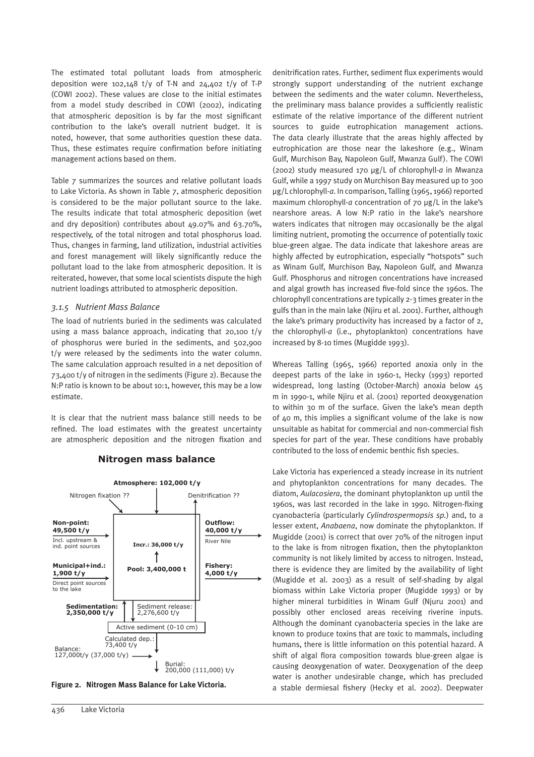The estimated total pollutant loads from atmospheric deposition were 102,148 t/y of T-N and 24,402 t/y of T-P (COWI 2002). These values are close to the initial estimates from a model study described in COWI (2002), indicating that atmospheric deposition is by far the most significant contribution to the lake's overall nutrient budget. It is noted, however, that some authorities question these data. Thus, these estimates require confirmation before initiating management actions based on them.

Table 7 summarizes the sources and relative pollutant loads to Lake Victoria. As shown in Table 7, atmospheric deposition is considered to be the major pollutant source to the lake. The results indicate that total atmospheric deposition (wet and dry deposition) contributes about 49.07% and 63.70%, respectively, of the total nitrogen and total phosphorus load. Thus, changes in farming, land utilization, industrial activities and forest management will likely significantly reduce the pollutant load to the lake from atmospheric deposition. It is reiterated, however, that some local scientists dispute the high nutrient loadings attributed to atmospheric deposition.

### *3.1.5 Nutrient Mass Balance*

The load of nutrients buried in the sediments was calculated using a mass balance approach, indicating that 20,100 t/y of phosphorus were buried in the sediments, and 502,900 t/y were released by the sediments into the water column. The same calculation approach resulted in a net deposition of 73,400 t/y of nitrogen in the sediments (Figure 2). Because the N:P ratio is known to be about 10:1, however, this may be a low estimate.

It is clear that the nutrient mass balance still needs to be refined. The load estimates with the greatest uncertainty are atmospheric deposition and the nitrogen fixation and denitrification rates. Further, sediment flux experiments would strongly support understanding of the nutrient exchange between the sediments and the water column. Nevertheless, the preliminary mass balance provides a sufficiently realistic estimate of the relative importance of the different nutrient sources to guide eutrophication management actions. The data clearly illustrate that the areas highly affected by eutrophication are those near the lakeshore (e.g., Winam Gulf, Murchison Bay, Napoleon Gulf, Mwanza Gulf). The COWI (2002) study measured 170 µg/L of chlorophyll-*a* in Mwanza Gulf, while a 1997 study on Murchison Bay measured up to 300 µg/L chlorophyll-*a*. In comparison, Talling (1965, 1966) reported maximum chlorophyll-*a* concentration of 70 µg/L in the lake's nearshore areas. A low N:P ratio in the lake's nearshore waters indicates that nitrogen may occasionally be the algal limiting nutrient, promoting the occurrence of potentially toxic blue-green algae. The data indicate that lakeshore areas are highly affected by eutrophication, especially "hotspots" such as Winam Gulf, Murchison Bay, Napoleon Gulf, and Mwanza Gulf. Phosphorus and nitrogen concentrations have increased and algal growth has increased five-fold since the 1960s. The chlorophyll concentrations are typically 2-3 times greater in the gulfs than in the main lake (Njiru et al. 2001). Further, although the lake's primary productivity has increased by a factor of 2, the chlorophyll-*a* (i.e., phytoplankton) concentrations have increased by 8-10 times (Mugidde 1993).

**Nitrogen mass balance**

Atmosphere: 102,000 t/y
Nitrogen fixation ??
Denitrification ??
Non-point: 49,500 t/y — Incl. upstream & ind. point sources
Municipal+ind.: 1,900 t/y — Direct point sources to the lake
Outflow: 40,000 t/y — River Nile
Fishery: 4,000 t/y
Incr.: 36,000 t/y
Pool: 3,400,000 t
Sedimentation: 2,350,000 t/y
Sediment release: 2,276,600 t/y
Active sediment (0-10 cm)
Calculated dep.: 73,400 t/y
Balance: 127,000t/y (37,000 t/y)
Burial: 200,000 (111,000) t/y

**Figure 2. Nitrogen Mass Balance for Lake Victoria.**

Whereas Talling (1965, 1966) reported anoxia only in the deepest parts of the lake in 1960-1, Hecky (1993) reported widespread, long lasting (October-March) anoxia below 45 m in 1990-1, while Njiru et al. (2001) reported deoxygenation to within 30 m of the surface. Given the lake's mean depth of 40 m, this implies a significant volume of the lake is now unsuitable as habitat for commercial and non-commercial fish species for part of the year. These conditions have probably contributed to the loss of endemic benthic fish species.

Lake Victoria has experienced a steady increase in its nutrient and phytoplankton concentrations for many decades. The diatom, *Aulacosiera*, the dominant phytoplankton up until the 1960s, was last recorded in the lake in 1990. Nitrogen-fixing cyanobacteria (particularly *Cylindrospermopsis sp.*) and, to a lesser extent, *Anabaena*, now dominate the phytoplankton. If Mugidde (2001) is correct that over 70% of the nitrogen input to the lake is from nitrogen fixation, then the phytoplankton community is not likely limited by access to nitrogen. Instead, there is evidence they are limited by the availability of light (Mugidde et al. 2003) as a result of self-shading by algal biomass within Lake Victoria proper (Mugidde 1993) or by higher mineral turbidities in Winam Gulf (Njuru 2001) and possibly other enclosed areas receiving riverine inputs. Although the dominant cyanobacteria species in the lake are known to produce toxins that are toxic to mammals, including humans, there is little information on this potential hazard. A shift of algal flora composition towards blue-green algae is causing deoxygenation of water. Deoxygenation of the deep water is another undesirable change, which has precluded a stable dermiesal fishery (Hecky et al. 2002). Deepwater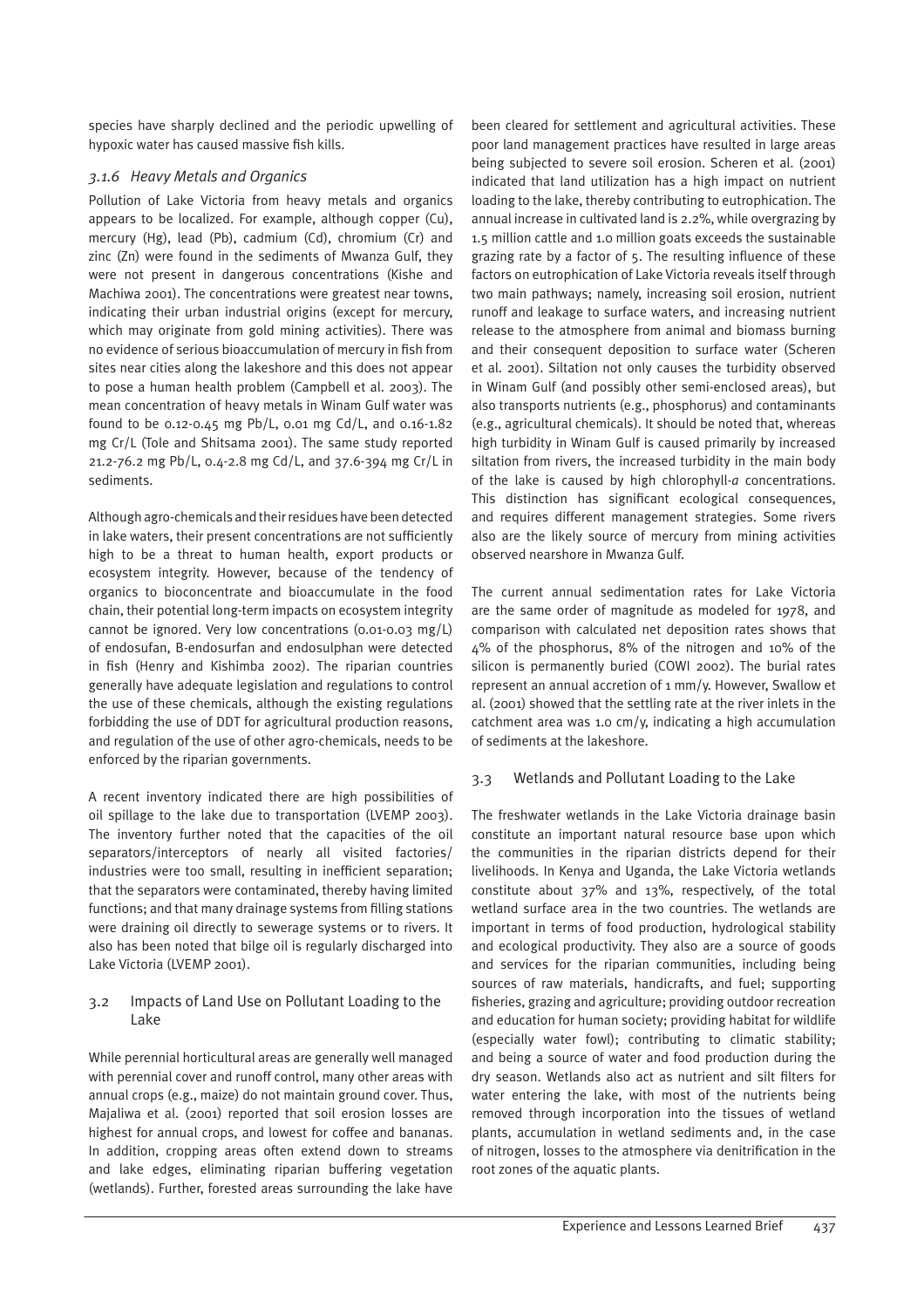species have sharply declined and the periodic upwelling of hypoxic water has caused massive fish kills.

### *3.1.6 Heavy Metals and Organics*

Pollution of Lake Victoria from heavy metals and organics appears to be localized. For example, although copper (Cu), mercury (Hg), lead (Pb), cadmium (Cd), chromium (Cr) and zinc (Zn) were found in the sediments of Mwanza Gulf, they were not present in dangerous concentrations (Kishe and Machiwa 2001). The concentrations were greatest near towns, indicating their urban industrial origins (except for mercury, which may originate from gold mining activities). There was no evidence of serious bioaccumulation of mercury in fish from sites near cities along the lakeshore and this does not appear to pose a human health problem (Campbell et al. 2003). The mean concentration of heavy metals in Winam Gulf water was found to be 0.12-0.45 mg Pb/L, 0.01 mg Cd/L, and 0.16-1.82 mg Cr/L (Tole and Shitsama 2001). The same study reported 21.2-76.2 mg Pb/L, 0.4-2.8 mg Cd/L, and 37.6-394 mg Cr/L in sediments.

Although agro-chemicals and their residues have been detected in lake waters, their present concentrations are not sufficiently high to be a threat to human health, export products or ecosystem integrity. However, because of the tendency of organics to bioconcentrate and bioaccumulate in the food chain, their potential long-term impacts on ecosystem integrity cannot be ignored. Very low concentrations (0.01-0.03 mg/L) of endosufan, Β-endosurfan and endosulphan were detected in fish (Henry and Kishimba 2002). The riparian countries generally have adequate legislation and regulations to control the use of these chemicals, although the existing regulations forbidding the use of DDT for agricultural production reasons, and regulation of the use of other agro-chemicals, needs to be enforced by the riparian governments.

A recent inventory indicated there are high possibilities of oil spillage to the lake due to transportation (LVEMP 2003). The inventory further noted that the capacities of the oil separators/interceptors of nearly all visited factories/industries were too small, resulting in inefficient separation; that the separators were contaminated, thereby having limited functions; and that many drainage systems from filling stations were draining oil directly to sewerage systems or to rivers. It also has been noted that bilge oil is regularly discharged into Lake Victoria (LVEMP 2001).

## 3.2 Impacts of Land Use on Pollutant Loading to the Lake

While perennial horticultural areas are generally well managed with perennial cover and runoff control, many other areas with annual crops (e.g., maize) do not maintain ground cover. Thus, Majaliwa et al. (2001) reported that soil erosion losses are highest for annual crops, and lowest for coffee and bananas. In addition, cropping areas often extend down to streams and lake edges, eliminating riparian buffering vegetation (wetlands). Further, forested areas surrounding the lake have been cleared for settlement and agricultural activities. These poor land management practices have resulted in large areas being subjected to severe soil erosion. Scheren et al. (2001) indicated that land utilization has a high impact on nutrient loading to the lake, thereby contributing to eutrophication. The annual increase in cultivated land is 2.2%, while overgrazing by 1.5 million cattle and 1.0 million goats exceeds the sustainable grazing rate by a factor of 5. The resulting influence of these factors on eutrophication of Lake Victoria reveals itself through two main pathways; namely, increasing soil erosion, nutrient runoff and leakage to surface waters, and increasing nutrient release to the atmosphere from animal and biomass burning and their consequent deposition to surface water (Scheren et al. 2001). Siltation not only causes the turbidity observed in Winam Gulf (and possibly other semi-enclosed areas), but also transports nutrients (e.g., phosphorus) and contaminants (e.g., agricultural chemicals). It should be noted that, whereas high turbidity in Winam Gulf is caused primarily by increased siltation from rivers, the increased turbidity in the main body of the lake is caused by high chlorophyll-*a* concentrations. This distinction has significant ecological consequences, and requires different management strategies. Some rivers also are the likely source of mercury from mining activities observed nearshore in Mwanza Gulf.

The current annual sedimentation rates for Lake Victoria are the same order of magnitude as modeled for 1978, and comparison with calculated net deposition rates shows that 4% of the phosphorus, 8% of the nitrogen and 10% of the silicon is permanently buried (COWI 2002). The burial rates represent an annual accretion of 1 mm/y. However, Swallow et al. (2001) showed that the settling rate at the river inlets in the catchment area was 1.0 cm/y, indicating a high accumulation of sediments at the lakeshore.

## 3.3 Wetlands and Pollutant Loading to the Lake

The freshwater wetlands in the Lake Victoria drainage basin constitute an important natural resource base upon which the communities in the riparian districts depend for their livelihoods. In Kenya and Uganda, the Lake Victoria wetlands constitute about 37% and 13%, respectively, of the total wetland surface area in the two countries. The wetlands are important in terms of food production, hydrological stability and ecological productivity. They also are a source of goods and services for the riparian communities, including being sources of raw materials, handicrafts, and fuel; supporting fisheries, grazing and agriculture; providing outdoor recreation and education for human society; providing habitat for wildlife (especially water fowl); contributing to climatic stability; and being a source of water and food production during the dry season. Wetlands also act as nutrient and silt filters for water entering the lake, with most of the nutrients being removed through incorporation into the tissues of wetland plants, accumulation in wetland sediments and, in the case of nitrogen, losses to the atmosphere via denitrification in the root zones of the aquatic plants.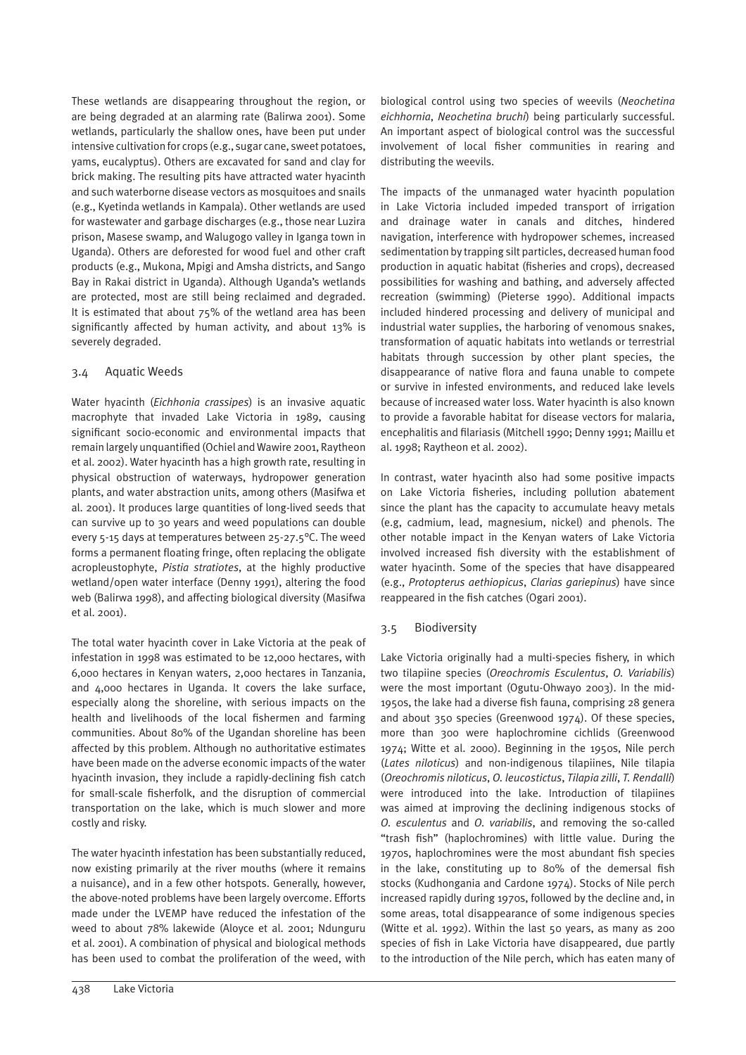These wetlands are disappearing throughout the region, or are being degraded at an alarming rate (Balirwa 2001). Some wetlands, particularly the shallow ones, have been put under intensive cultivation for crops (e.g., sugar cane, sweet potatoes, yams, eucalyptus). Others are excavated for sand and clay for brick making. The resulting pits have attracted water hyacinth and such waterborne disease vectors as mosquitoes and snails (e.g., Kyetinda wetlands in Kampala). Other wetlands are used for wastewater and garbage discharges (e.g., those near Luzira prison, Masese swamp, and Walugogo valley in Iganga town in Uganda). Others are deforested for wood fuel and other craft products (e.g., Mukona, Mpigi and Amsha districts, and Sango Bay in Rakai district in Uganda). Although Uganda's wetlands are protected, most are still being reclaimed and degraded. It is estimated that about 75% of the wetland area has been significantly affected by human activity, and about 13% is severely degraded.

### 3.4 Aquatic Weeds

Water hyacinth (*Eichhonia crassipes*) is an invasive aquatic macrophyte that invaded Lake Victoria in 1989, causing significant socio-economic and environmental impacts that remain largely unquantified (Ochiel and Wawire 2001, Raytheon et al. 2002). Water hyacinth has a high growth rate, resulting in physical obstruction of waterways, hydropower generation plants, and water abstraction units, among others (Masifwa et al. 2001). It produces large quantities of long-lived seeds that can survive up to 30 years and weed populations can double every 5-15 days at temperatures between 25-27.5°C. The weed forms a permanent floating fringe, often replacing the obligate acropleustophyte, *Pistia stratiotes*, at the highly productive wetland/open water interface (Denny 1991), altering the food web (Balirwa 1998), and affecting biological diversity (Masifwa et al. 2001).

The total water hyacinth cover in Lake Victoria at the peak of infestation in 1998 was estimated to be 12,000 hectares, with 6,000 hectares in Kenyan waters, 2,000 hectares in Tanzania, and 4,000 hectares in Uganda. It covers the lake surface, especially along the shoreline, with serious impacts on the health and livelihoods of the local fishermen and farming communities. About 80% of the Ugandan shoreline has been affected by this problem. Although no authoritative estimates have been made on the adverse economic impacts of the water hyacinth invasion, they include a rapidly-declining fish catch for small-scale fisherfolk, and the disruption of commercial transportation on the lake, which is much slower and more costly and risky.

The water hyacinth infestation has been substantially reduced, now existing primarily at the river mouths (where it remains a nuisance), and in a few other hotspots. Generally, however, the above-noted problems have been largely overcome. Efforts made under the LVEMP have reduced the infestation of the weed to about 78% lakewide (Aloyce et al. 2001; Ndunguru et al. 2001). A combination of physical and biological methods has been used to combat the proliferation of the weed, with biological control using two species of weevils (*Neochetina eichhornia*, *Neochetina bruchi*) being particularly successful. An important aspect of biological control was the successful involvement of local fisher communities in rearing and distributing the weevils.

The impacts of the unmanaged water hyacinth population in Lake Victoria included impeded transport of irrigation and drainage water in canals and ditches, hindered navigation, interference with hydropower schemes, increased sedimentation by trapping silt particles, decreased human food production in aquatic habitat (fisheries and crops), decreased possibilities for washing and bathing, and adversely affected recreation (swimming) (Pieterse 1990). Additional impacts included hindered processing and delivery of municipal and industrial water supplies, the harboring of venomous snakes, transformation of aquatic habitats into wetlands or terrestrial habitats through succession by other plant species, the disappearance of native flora and fauna unable to compete or survive in infested environments, and reduced lake levels because of increased water loss. Water hyacinth is also known to provide a favorable habitat for disease vectors for malaria, encephalitis and filariasis (Mitchell 1990; Denny 1991; Maillu et al. 1998; Raytheon et al. 2002).

In contrast, water hyacinth also had some positive impacts on Lake Victoria fisheries, including pollution abatement since the plant has the capacity to accumulate heavy metals (e.g, cadmium, lead, magnesium, nickel) and phenols. The other notable impact in the Kenyan waters of Lake Victoria involved increased fish diversity with the establishment of water hyacinth. Some of the species that have disappeared (e.g., *Protopterus aethiopicus*, *Clarias gariepinus*) have since reappeared in the fish catches (Ogari 2001).

### 3.5 Biodiversity

Lake Victoria originally had a multi-species fishery, in which two tilapiine species (*Oreochromis Esculentus*, *O. Variabilis*) were the most important (Ogutu-Ohwayo 2003). In the mid-1950s, the lake had a diverse fish fauna, comprising 28 genera and about 350 species (Greenwood 1974). Of these species, more than 300 were haplochromine cichlids (Greenwood 1974; Witte et al. 2000). Beginning in the 1950s, Nile perch (*Lates niloticus*) and non-indigenous tilapiines, Nile tilapia (*Oreochromis niloticus*, *O. leucostictus*, *Tilapia zilli*, *T. Rendalli*) were introduced into the lake. Introduction of tilapiines was aimed at improving the declining indigenous stocks of *O. esculentus* and *O. variabilis*, and removing the so-called "trash fish" (haplochromines) with little value. During the 1970s, haplochromines were the most abundant fish species in the lake, constituting up to 80% of the demersal fish stocks (Kudhongania and Cardone 1974). Stocks of Nile perch increased rapidly during 1970s, followed by the decline and, in some areas, total disappearance of some indigenous species (Witte et al. 1992). Within the last 50 years, as many as 200 species of fish in Lake Victoria have disappeared, due partly to the introduction of the Nile perch, which has eaten many of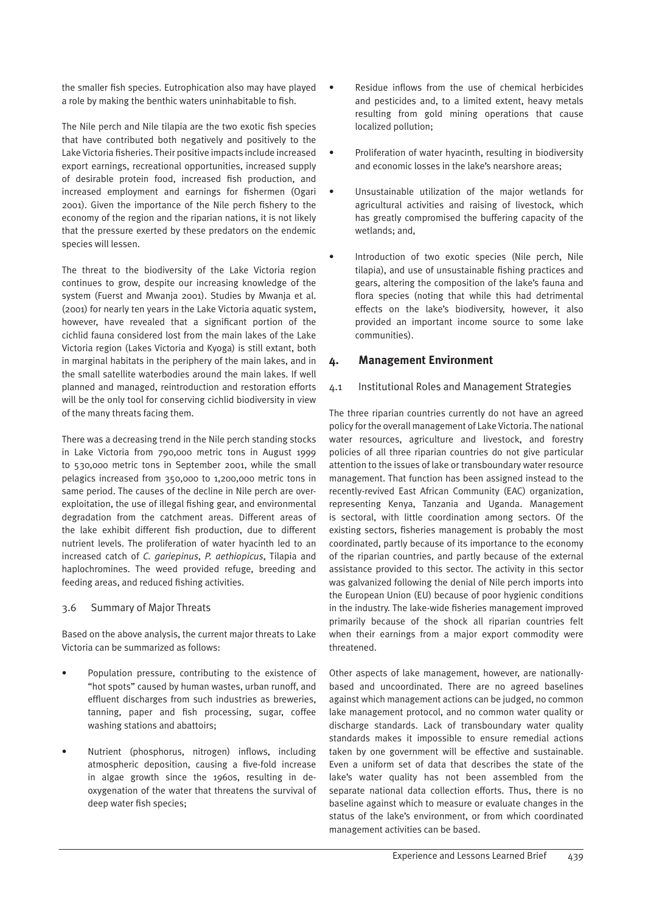the smaller fish species. Eutrophication also may have played a role by making the benthic waters uninhabitable to fish.

The Nile perch and Nile tilapia are the two exotic fish species that have contributed both negatively and positively to the Lake Victoria fisheries. Their positive impacts include increased export earnings, recreational opportunities, increased supply of desirable protein food, increased fish production, and increased employment and earnings for fishermen (Ogari 2001). Given the importance of the Nile perch fishery to the economy of the region and the riparian nations, it is not likely that the pressure exerted by these predators on the endemic species will lessen.

The threat to the biodiversity of the Lake Victoria region continues to grow, despite our increasing knowledge of the system (Fuerst and Mwanja 2001). Studies by Mwanja et al. (2001) for nearly ten years in the Lake Victoria aquatic system, however, have revealed that a significant portion of the cichlid fauna considered lost from the main lakes of the Lake Victoria region (Lakes Victoria and Kyoga) is still extant, both in marginal habitats in the periphery of the main lakes, and in the small satellite waterbodies around the main lakes. If well planned and managed, reintroduction and restoration efforts will be the only tool for conserving cichlid biodiversity in view of the many threats facing them.

There was a decreasing trend in the Nile perch standing stocks in Lake Victoria from 790,000 metric tons in August 1999 to 530,000 metric tons in September 2001, while the small pelagics increased from 350,000 to 1,200,000 metric tons in same period. The causes of the decline in Nile perch are over-exploitation, the use of illegal fishing gear, and environmental degradation from the catchment areas. Different areas of the lake exhibit different fish production, due to different nutrient levels. The proliferation of water hyacinth led to an increased catch of *C. gariepinus*, *P. aethiopicus*, Tilapia and haplochromines. The weed provided refuge, breeding and feeding areas, and reduced fishing activities.

### 3.6 Summary of Major Threats

Based on the above analysis, the current major threats to Lake Victoria can be summarized as follows:

- Population pressure, contributing to the existence of "hot spots" caused by human wastes, urban runoff, and effluent discharges from such industries as breweries, tanning, paper and fish processing, sugar, coffee washing stations and abattoirs;
- Nutrient (phosphorus, nitrogen) inflows, including atmospheric deposition, causing a five-fold increase in algae growth since the 1960s, resulting in de-oxygenation of the water that threatens the survival of deep water fish species;
- Residue inflows from the use of chemical herbicides and pesticides and, to a limited extent, heavy metals resulting from gold mining operations that cause localized pollution;
- Proliferation of water hyacinth, resulting in biodiversity and economic losses in the lake's nearshore areas;
- Unsustainable utilization of the major wetlands for agricultural activities and raising of livestock, which has greatly compromised the buffering capacity of the wetlands; and,
- Introduction of two exotic species (Nile perch, Nile tilapia), and use of unsustainable fishing practices and gears, altering the composition of the lake's fauna and flora species (noting that while this had detrimental effects on the lake's biodiversity, however, it also provided an important income source to some lake communities).

## 4. Management Environment

### 4.1 Institutional Roles and Management Strategies

The three riparian countries currently do not have an agreed policy for the overall management of Lake Victoria. The national water resources, agriculture and livestock, and forestry policies of all three riparian countries do not give particular attention to the issues of lake or transboundary water resource management. That function has been assigned instead to the recently-revived East African Community (EAC) organization, representing Kenya, Tanzania and Uganda. Management is sectoral, with little coordination among sectors. Of the existing sectors, fisheries management is probably the most coordinated, partly because of its importance to the economy of the riparian countries, and partly because of the external assistance provided to this sector. The activity in this sector was galvanized following the denial of Nile perch imports into the European Union (EU) because of poor hygienic conditions in the industry. The lake-wide fisheries management improved primarily because of the shock all riparian countries felt when their earnings from a major export commodity were threatened.

Other aspects of lake management, however, are nationally-based and uncoordinated. There are no agreed baselines against which management actions can be judged, no common lake management protocol, and no common water quality or discharge standards. Lack of transboundary water quality standards makes it impossible to ensure remedial actions taken by one government will be effective and sustainable. Even a uniform set of data that describes the state of the lake's water quality has not been assembled from the separate national data collection efforts. Thus, there is no baseline against which to measure or evaluate changes in the status of the lake's environment, or from which coordinated management activities can be based.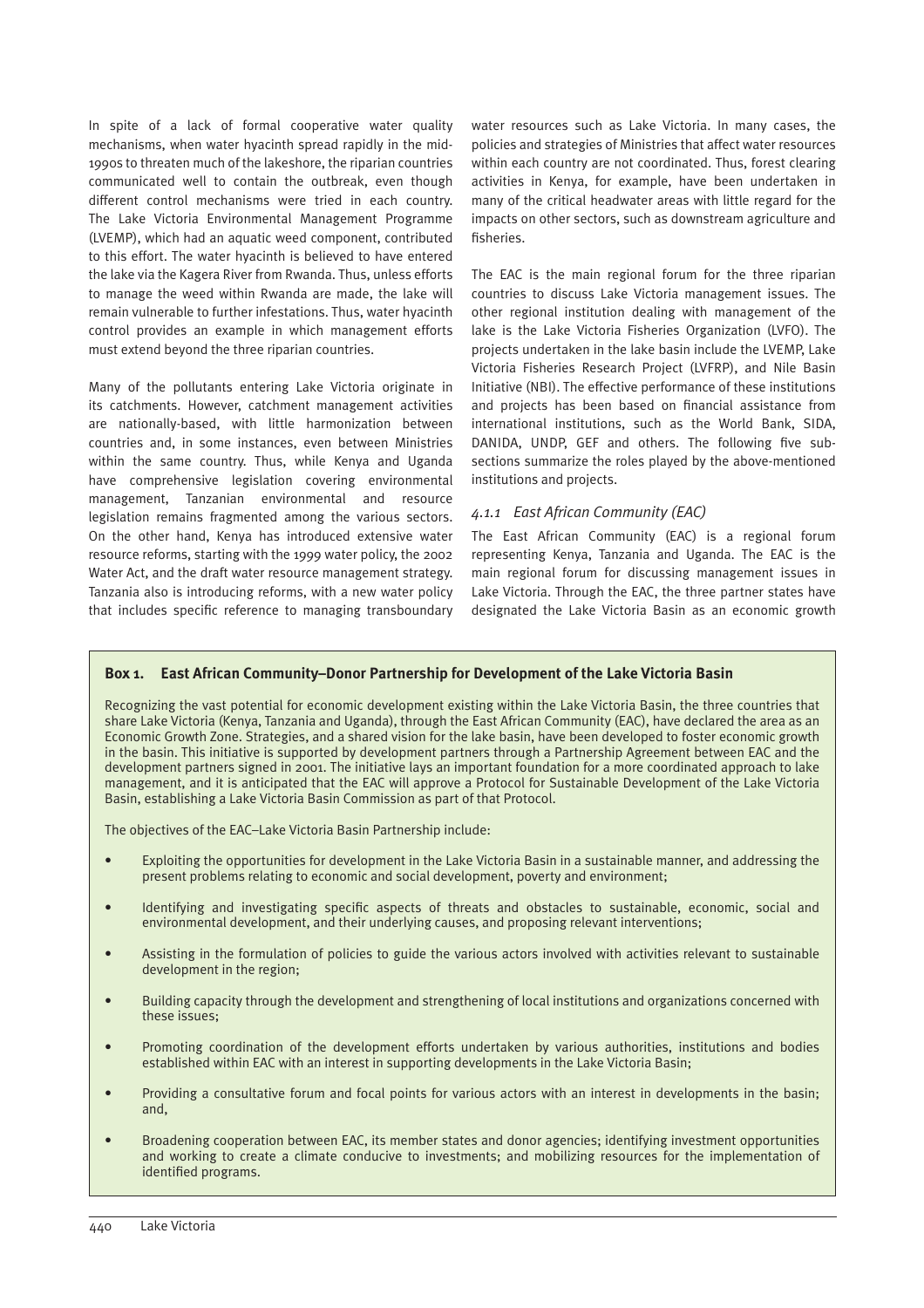In spite of a lack of formal cooperative water quality mechanisms, when water hyacinth spread rapidly in the mid-1990s to threaten much of the lakeshore, the riparian countries communicated well to contain the outbreak, even though different control mechanisms were tried in each country. The Lake Victoria Environmental Management Programme (LVEMP), which had an aquatic weed component, contributed to this effort. The water hyacinth is believed to have entered the lake via the Kagera River from Rwanda. Thus, unless efforts to manage the weed within Rwanda are made, the lake will remain vulnerable to further infestations. Thus, water hyacinth control provides an example in which management efforts must extend beyond the three riparian countries.

Many of the pollutants entering Lake Victoria originate in its catchments. However, catchment management activities are nationally-based, with little harmonization between countries and, in some instances, even between Ministries within the same country. Thus, while Kenya and Uganda have comprehensive legislation covering environmental management, Tanzanian environmental and resource legislation remains fragmented among the various sectors. On the other hand, Kenya has introduced extensive water resource reforms, starting with the 1999 water policy, the 2002 Water Act, and the draft water resource management strategy. Tanzania also is introducing reforms, with a new water policy that includes specific reference to managing transboundary water resources such as Lake Victoria. In many cases, the policies and strategies of Ministries that affect water resources within each country are not coordinated. Thus, forest clearing activities in Kenya, for example, have been undertaken in many of the critical headwater areas with little regard for the impacts on other sectors, such as downstream agriculture and fisheries.

The EAC is the main regional forum for the three riparian countries to discuss Lake Victoria management issues. The other regional institution dealing with management of the lake is the Lake Victoria Fisheries Organization (LVFO). The projects undertaken in the lake basin include the LVEMP, Lake Victoria Fisheries Research Project (LVFRP), and Nile Basin Initiative (NBI). The effective performance of these institutions and projects has been based on financial assistance from international institutions, such as the World Bank, SIDA, DANIDA, UNDP, GEF and others. The following five sub-sections summarize the roles played by the above-mentioned institutions and projects.

### *4.1.1 East African Community (EAC)*

The East African Community (EAC) is a regional forum representing Kenya, Tanzania and Uganda. The EAC is the main regional forum for discussing management issues in Lake Victoria. Through the EAC, the three partner states have designated the Lake Victoria Basin as an economic growth

> **Box 1. East African Community–Donor Partnership for Development of the Lake Victoria Basin**
>
> Recognizing the vast potential for economic development existing within the Lake Victoria Basin, the three countries that share Lake Victoria (Kenya, Tanzania and Uganda), through the East African Community (EAC), have declared the area as an Economic Growth Zone. Strategies, and a shared vision for the lake basin, have been developed to foster economic growth in the basin. This initiative is supported by development partners through a Partnership Agreement between EAC and the development partners signed in 2001. The initiative lays an important foundation for a more coordinated approach to lake management, and it is anticipated that the EAC will approve a Protocol for Sustainable Development of the Lake Victoria Basin, establishing a Lake Victoria Basin Commission as part of that Protocol.
>
> The objectives of the EAC–Lake Victoria Basin Partnership include:
>
> - Exploiting the opportunities for development in the Lake Victoria Basin in a sustainable manner, and addressing the present problems relating to economic and social development, poverty and environment;
> - Identifying and investigating specific aspects of threats and obstacles to sustainable, economic, social and environmental development, and their underlying causes, and proposing relevant interventions;
> - Assisting in the formulation of policies to guide the various actors involved with activities relevant to sustainable development in the region;
> - Building capacity through the development and strengthening of local institutions and organizations concerned with these issues;
> - Promoting coordination of the development efforts undertaken by various authorities, institutions and bodies established within EAC with an interest in supporting developments in the Lake Victoria Basin;
> - Providing a consultative forum and focal points for various actors with an interest in developments in the basin; and,
> - Broadening cooperation between EAC, its member states and donor agencies; identifying investment opportunities and working to create a climate conducive to investments; and mobilizing resources for the implementation of identified programs.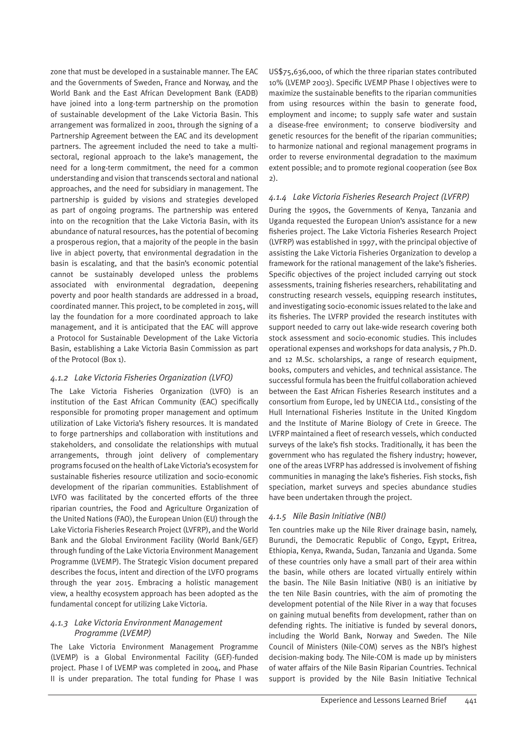zone that must be developed in a sustainable manner. The EAC and the Governments of Sweden, France and Norway, and the World Bank and the East African Development Bank (EADB) have joined into a long-term partnership on the promotion of sustainable development of the Lake Victoria Basin. This arrangement was formalized in 2001, through the signing of a Partnership Agreement between the EAC and its development partners. The agreement included the need to take a multi-sectoral, regional approach to the lake's management, the need for a long-term commitment, the need for a common understanding and vision that transcends sectoral and national approaches, and the need for subsidiary in management. The partnership is guided by visions and strategies developed as part of ongoing programs. The partnership was entered into on the recognition that the Lake Victoria Basin, with its abundance of natural resources, has the potential of becoming a prosperous region, that a majority of the people in the basin live in abject poverty, that environmental degradation in the basin is escalating, and that the basin's economic potential cannot be sustainably developed unless the problems associated with environmental degradation, deepening poverty and poor health standards are addressed in a broad, coordinated manner. This project, to be completed in 2015, will lay the foundation for a more coordinated approach to lake management, and it is anticipated that the EAC will approve a Protocol for Sustainable Development of the Lake Victoria Basin, establishing a Lake Victoria Basin Commission as part of the Protocol (Box 1).

#### *4.1.2 Lake Victoria Fisheries Organization (LVFO)*

The Lake Victoria Fisheries Organization (LVFO) is an institution of the East African Community (EAC) specifically responsible for promoting proper management and optimum utilization of Lake Victoria's fishery resources. It is mandated to forge partnerships and collaboration with institutions and stakeholders, and consolidate the relationships with mutual arrangements, through joint delivery of complementary programs focused on the health of Lake Victoria's ecosystem for sustainable fisheries resource utilization and socio-economic development of the riparian communities. Establishment of LVFO was facilitated by the concerted efforts of the three riparian countries, the Food and Agriculture Organization of the United Nations (FAO), the European Union (EU) through the Lake Victoria Fisheries Research Project (LVFRP), and the World Bank and the Global Environment Facility (World Bank/GEF) through funding of the Lake Victoria Environment Management Programme (LVEMP). The Strategic Vision document prepared describes the focus, intent and direction of the LVFO programs through the year 2015. Embracing a holistic management view, a healthy ecosystem approach has been adopted as the fundamental concept for utilizing Lake Victoria.

#### *4.1.3 Lake Victoria Environment Management Programme (LVEMP)*

The Lake Victoria Environment Management Programme (LVEMP) is a Global Environmental Facility (GEF)-funded project. Phase I of LVEMP was completed in 2004, and Phase II is under preparation. The total funding for Phase I was US$75,636,000, of which the three riparian states contributed 10% (LVEMP 2003). Specific LVEMP Phase I objectives were to maximize the sustainable benefits to the riparian communities from using resources within the basin to generate food, employment and income; to supply safe water and sustain a disease-free environment; to conserve biodiversity and genetic resources for the benefit of the riparian communities; to harmonize national and regional management programs in order to reverse environmental degradation to the maximum extent possible; and to promote regional cooperation (see Box 2).

#### *4.1.4 Lake Victoria Fisheries Research Project (LVFRP)*

During the 1990s, the Governments of Kenya, Tanzania and Uganda requested the European Union's assistance for a new fisheries project. The Lake Victoria Fisheries Research Project (LVFRP) was established in 1997, with the principal objective of assisting the Lake Victoria Fisheries Organization to develop a framework for the rational management of the lake's fisheries. Specific objectives of the project included carrying out stock assessments, training fisheries researchers, rehabilitating and constructing research vessels, equipping research institutes, and investigating socio-economic issues related to the lake and its fisheries. The LVFRP provided the research institutes with support needed to carry out lake-wide research covering both stock assessment and socio-economic studies. This includes operational expenses and workshops for data analysis, 7 Ph.D. and 12 M.Sc. scholarships, a range of research equipment, books, computers and vehicles, and technical assistance. The successful formula has been the fruitful collaboration achieved between the East African Fisheries Research institutes and a consortium from Europe, led by UNECIA Ltd., consisting of the Hull International Fisheries Institute in the United Kingdom and the Institute of Marine Biology of Crete in Greece. The LVFRP maintained a fleet of research vessels, which conducted surveys of the lake's fish stocks. Traditionally, it has been the government who has regulated the fishery industry; however, one of the areas LVFRP has addressed is involvement of fishing communities in managing the lake's fisheries. Fish stocks, fish speciation, market surveys and species abundance studies have been undertaken through the project.

#### *4.1.5 Nile Basin Initiative (NBI)*

Ten countries make up the Nile River drainage basin, namely, Burundi, the Democratic Republic of Congo, Egypt, Eritrea, Ethiopia, Kenya, Rwanda, Sudan, Tanzania and Uganda. Some of these countries only have a small part of their area within the basin, while others are located virtually entirely within the basin. The Nile Basin Initiative (NBI) is an initiative by the ten Nile Basin countries, with the aim of promoting the development potential of the Nile River in a way that focuses on gaining mutual benefits from development, rather than on defending rights. The initiative is funded by several donors, including the World Bank, Norway and Sweden. The Nile Council of Ministers (Nile-COM) serves as the NBI's highest decision-making body. The Nile-COM is made up by ministers of water affairs of the Nile Basin Riparian Countries. Technical support is provided by the Nile Basin Initiative Technical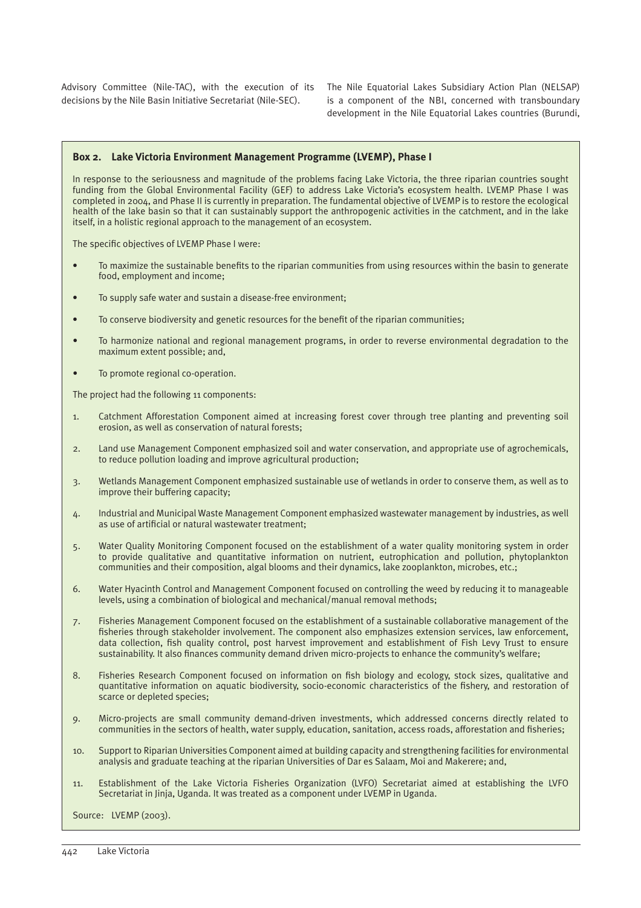Advisory Committee (Nile-TAC), with the execution of its decisions by the Nile Basin Initiative Secretariat (Nile-SEC).

The Nile Equatorial Lakes Subsidiary Action Plan (NELSAP) is a component of the NBI, concerned with transboundary development in the Nile Equatorial Lakes countries (Burundi,

**Box 2. Lake Victoria Environment Management Programme (LVEMP), Phase I**

In response to the seriousness and magnitude of the problems facing Lake Victoria, the three riparian countries sought funding from the Global Environmental Facility (GEF) to address Lake Victoria's ecosystem health. LVEMP Phase I was completed in 2004, and Phase II is currently in preparation. The fundamental objective of LVEMP is to restore the ecological health of the lake basin so that it can sustainably support the anthropogenic activities in the catchment, and in the lake itself, in a holistic regional approach to the management of an ecosystem.

The specific objectives of LVEMP Phase I were:

- To maximize the sustainable benefits to the riparian communities from using resources within the basin to generate food, employment and income;
- To supply safe water and sustain a disease-free environment;
- To conserve biodiversity and genetic resources for the benefit of the riparian communities;
- To harmonize national and regional management programs, in order to reverse environmental degradation to the maximum extent possible; and,
- To promote regional co-operation.

The project had the following 11 components:

1. Catchment Afforestation Component aimed at increasing forest cover through tree planting and preventing soil erosion, as well as conservation of natural forests;
2. Land use Management Component emphasized soil and water conservation, and appropriate use of agrochemicals, to reduce pollution loading and improve agricultural production;
3. Wetlands Management Component emphasized sustainable use of wetlands in order to conserve them, as well as to improve their buffering capacity;
4. Industrial and Municipal Waste Management Component emphasized wastewater management by industries, as well as use of artificial or natural wastewater treatment;
5. Water Quality Monitoring Component focused on the establishment of a water quality monitoring system in order to provide qualitative and quantitative information on nutrient, eutrophication and pollution, phytoplankton communities and their composition, algal blooms and their dynamics, lake zooplankton, microbes, etc.;
6. Water Hyacinth Control and Management Component focused on controlling the weed by reducing it to manageable levels, using a combination of biological and mechanical/manual removal methods;
7. Fisheries Management Component focused on the establishment of a sustainable collaborative management of the fisheries through stakeholder involvement. The component also emphasizes extension services, law enforcement, data collection, fish quality control, post harvest improvement and establishment of Fish Levy Trust to ensure sustainability. It also finances community demand driven micro-projects to enhance the community's welfare;
8. Fisheries Research Component focused on information on fish biology and ecology, stock sizes, qualitative and quantitative information on aquatic biodiversity, socio-economic characteristics of the fishery, and restoration of scarce or depleted species;
9. Micro-projects are small community demand-driven investments, which addressed concerns directly related to communities in the sectors of health, water supply, education, sanitation, access roads, afforestation and fisheries;
10. Support to Riparian Universities Component aimed at building capacity and strengthening facilities for environmental analysis and graduate teaching at the riparian Universities of Dar es Salaam, Moi and Makerere; and,
11. Establishment of the Lake Victoria Fisheries Organization (LVFO) Secretariat aimed at establishing the LVFO Secretariat in Jinja, Uganda. It was treated as a component under LVEMP in Uganda.

Source: LVEMP (2003).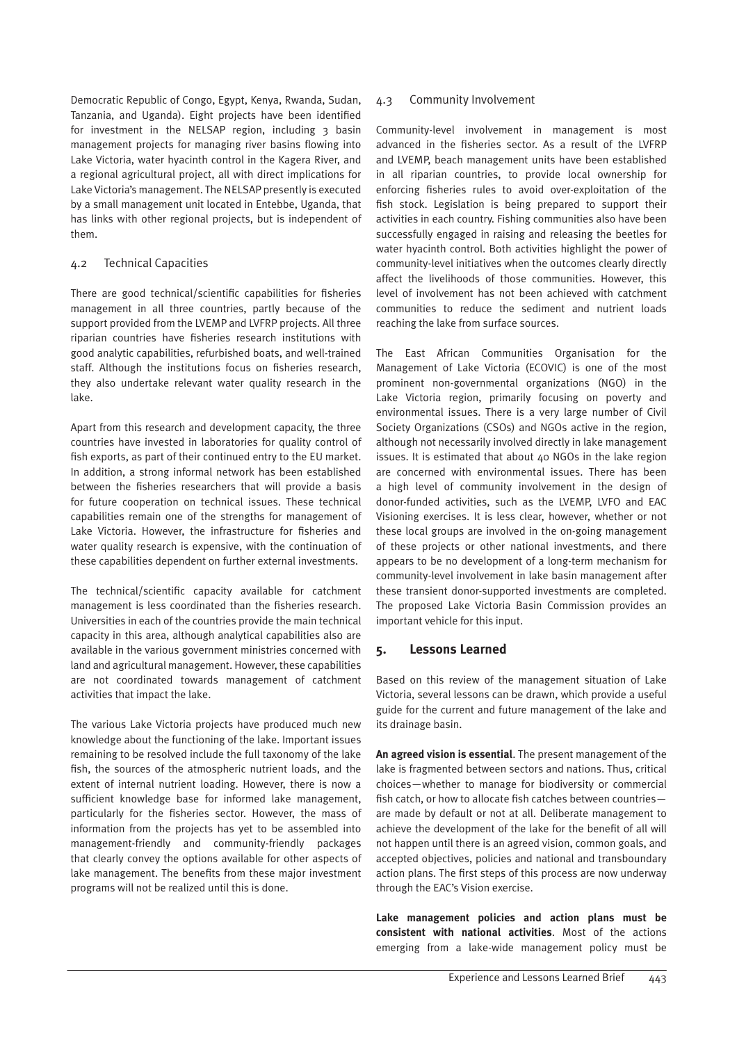Democratic Republic of Congo, Egypt, Kenya, Rwanda, Sudan, Tanzania, and Uganda). Eight projects have been identified for investment in the NELSAP region, including 3 basin management projects for managing river basins flowing into Lake Victoria, water hyacinth control in the Kagera River, and a regional agricultural project, all with direct implications for Lake Victoria's management. The NELSAP presently is executed by a small management unit located in Entebbe, Uganda, that has links with other regional projects, but is independent of them.

### 4.2 Technical Capacities

There are good technical/scientific capabilities for fisheries management in all three countries, partly because of the support provided from the LVEMP and LVFRP projects. All three riparian countries have fisheries research institutions with good analytic capabilities, refurbished boats, and well-trained staff. Although the institutions focus on fisheries research, they also undertake relevant water quality research in the lake.

Apart from this research and development capacity, the three countries have invested in laboratories for quality control of fish exports, as part of their continued entry to the EU market. In addition, a strong informal network has been established between the fisheries researchers that will provide a basis for future cooperation on technical issues. These technical capabilities remain one of the strengths for management of Lake Victoria. However, the infrastructure for fisheries and water quality research is expensive, with the continuation of these capabilities dependent on further external investments.

The technical/scientific capacity available for catchment management is less coordinated than the fisheries research. Universities in each of the countries provide the main technical capacity in this area, although analytical capabilities also are available in the various government ministries concerned with land and agricultural management. However, these capabilities are not coordinated towards management of catchment activities that impact the lake.

The various Lake Victoria projects have produced much new knowledge about the functioning of the lake. Important issues remaining to be resolved include the full taxonomy of the lake fish, the sources of the atmospheric nutrient loads, and the extent of internal nutrient loading. However, there is now a sufficient knowledge base for informed lake management, particularly for the fisheries sector. However, the mass of information from the projects has yet to be assembled into management-friendly and community-friendly packages that clearly convey the options available for other aspects of lake management. The benefits from these major investment programs will not be realized until this is done.

### 4.3 Community Involvement

Community-level involvement in management is most advanced in the fisheries sector. As a result of the LVFRP and LVEMP, beach management units have been established in all riparian countries, to provide local ownership for enforcing fisheries rules to avoid over-exploitation of the fish stock. Legislation is being prepared to support their activities in each country. Fishing communities also have been successfully engaged in raising and releasing the beetles for water hyacinth control. Both activities highlight the power of community-level initiatives when the outcomes clearly directly affect the livelihoods of those communities. However, this level of involvement has not been achieved with catchment communities to reduce the sediment and nutrient loads reaching the lake from surface sources.

The East African Communities Organisation for the Management of Lake Victoria (ECOVIC) is one of the most prominent non-governmental organizations (NGO) in the Lake Victoria region, primarily focusing on poverty and environmental issues. There is a very large number of Civil Society Organizations (CSOs) and NGOs active in the region, although not necessarily involved directly in lake management issues. It is estimated that about 40 NGOs in the lake region are concerned with environmental issues. There has been a high level of community involvement in the design of donor-funded activities, such as the LVEMP, LVFO and EAC Visioning exercises. It is less clear, however, whether or not these local groups are involved in the on-going management of these projects or other national investments, and there appears to be no development of a long-term mechanism for community-level involvement in lake basin management after these transient donor-supported investments are completed. The proposed Lake Victoria Basin Commission provides an important vehicle for this input.

## 5. Lessons Learned

Based on this review of the management situation of Lake Victoria, several lessons can be drawn, which provide a useful guide for the current and future management of the lake and its drainage basin.

**An agreed vision is essential**. The present management of the lake is fragmented between sectors and nations. Thus, critical choices—whether to manage for biodiversity or commercial fish catch, or how to allocate fish catches between countries—are made by default or not at all. Deliberate management to achieve the development of the lake for the benefit of all will not happen until there is an agreed vision, common goals, and accepted objectives, policies and national and transboundary action plans. The first steps of this process are now underway through the EAC's Vision exercise.

**Lake management policies and action plans must be consistent with national activities**. Most of the actions emerging from a lake-wide management policy must be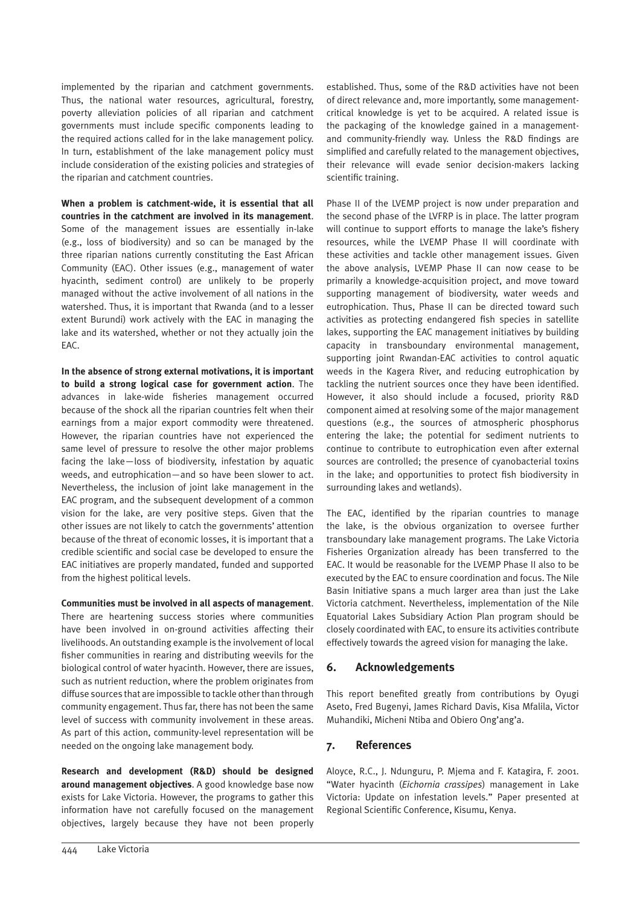implemented by the riparian and catchment governments. Thus, the national water resources, agricultural, forestry, poverty alleviation policies of all riparian and catchment governments must include specific components leading to the required actions called for in the lake management policy. In turn, establishment of the lake management policy must include consideration of the existing policies and strategies of the riparian and catchment countries.

**When a problem is catchment-wide, it is essential that all countries in the catchment are involved in its management**. Some of the management issues are essentially in-lake (e.g., loss of biodiversity) and so can be managed by the three riparian nations currently constituting the East African Community (EAC). Other issues (e.g., management of water hyacinth, sediment control) are unlikely to be properly managed without the active involvement of all nations in the watershed. Thus, it is important that Rwanda (and to a lesser extent Burundi) work actively with the EAC in managing the lake and its watershed, whether or not they actually join the EAC.

**In the absence of strong external motivations, it is important to build a strong logical case for government action**. The advances in lake-wide fisheries management occurred because of the shock all the riparian countries felt when their earnings from a major export commodity were threatened. However, the riparian countries have not experienced the same level of pressure to resolve the other major problems facing the lake—loss of biodiversity, infestation by aquatic weeds, and eutrophication—and so have been slower to act. Nevertheless, the inclusion of joint lake management in the EAC program, and the subsequent development of a common vision for the lake, are very positive steps. Given that the other issues are not likely to catch the governments' attention because of the threat of economic losses, it is important that a credible scientific and social case be developed to ensure the EAC initiatives are properly mandated, funded and supported from the highest political levels.

**Communities must be involved in all aspects of management**. There are heartening success stories where communities have been involved in on-ground activities affecting their livelihoods. An outstanding example is the involvement of local fisher communities in rearing and distributing weevils for the biological control of water hyacinth. However, there are issues, such as nutrient reduction, where the problem originates from diffuse sources that are impossible to tackle other than through community engagement. Thus far, there has not been the same level of success with community involvement in these areas. As part of this action, community-level representation will be needed on the ongoing lake management body.

**Research and development (R&D) should be designed around management objectives**. A good knowledge base now exists for Lake Victoria. However, the programs to gather this information have not carefully focused on the management objectives, largely because they have not been properly established. Thus, some of the R&D activities have not been of direct relevance and, more importantly, some management-critical knowledge is yet to be acquired. A related issue is the packaging of the knowledge gained in a management- and community-friendly way. Unless the R&D findings are simplified and carefully related to the management objectives, their relevance will evade senior decision-makers lacking scientific training.

Phase II of the LVEMP project is now under preparation and the second phase of the LVFRP is in place. The latter program will continue to support efforts to manage the lake's fishery resources, while the LVEMP Phase II will coordinate with these activities and tackle other management issues. Given the above analysis, LVEMP Phase II can now cease to be primarily a knowledge-acquisition project, and move toward supporting management of biodiversity, water weeds and eutrophication. Thus, Phase II can be directed toward such activities as protecting endangered fish species in satellite lakes, supporting the EAC management initiatives by building capacity in transboundary environmental management, supporting joint Rwandan-EAC activities to control aquatic weeds in the Kagera River, and reducing eutrophication by tackling the nutrient sources once they have been identified. However, it also should include a focused, priority R&D component aimed at resolving some of the major management questions (e.g., the sources of atmospheric phosphorus entering the lake; the potential for sediment nutrients to continue to contribute to eutrophication even after external sources are controlled; the presence of cyanobacterial toxins in the lake; and opportunities to protect fish biodiversity in surrounding lakes and wetlands).

The EAC, identified by the riparian countries to manage the lake, is the obvious organization to oversee further transboundary lake management programs. The Lake Victoria Fisheries Organization already has been transferred to the EAC. It would be reasonable for the LVEMP Phase II also to be executed by the EAC to ensure coordination and focus. The Nile Basin Initiative spans a much larger area than just the Lake Victoria catchment. Nevertheless, implementation of the Nile Equatorial Lakes Subsidiary Action Plan program should be closely coordinated with EAC, to ensure its activities contribute effectively towards the agreed vision for managing the lake.

## 6. Acknowledgements

This report benefited greatly from contributions by Oyugi Aseto, Fred Bugenyi, James Richard Davis, Kisa Mfalila, Victor Muhandiki, Micheni Ntiba and Obiero Ong'ang'a.

## 7. References

Aloyce, R.C., J. Ndunguru, P. Mjema and F. Katagira, F. 2001. "Water hyacinth (*Eichornia crassipes*) management in Lake Victoria: Update on infestation levels." Paper presented at Regional Scientific Conference, Kisumu, Kenya.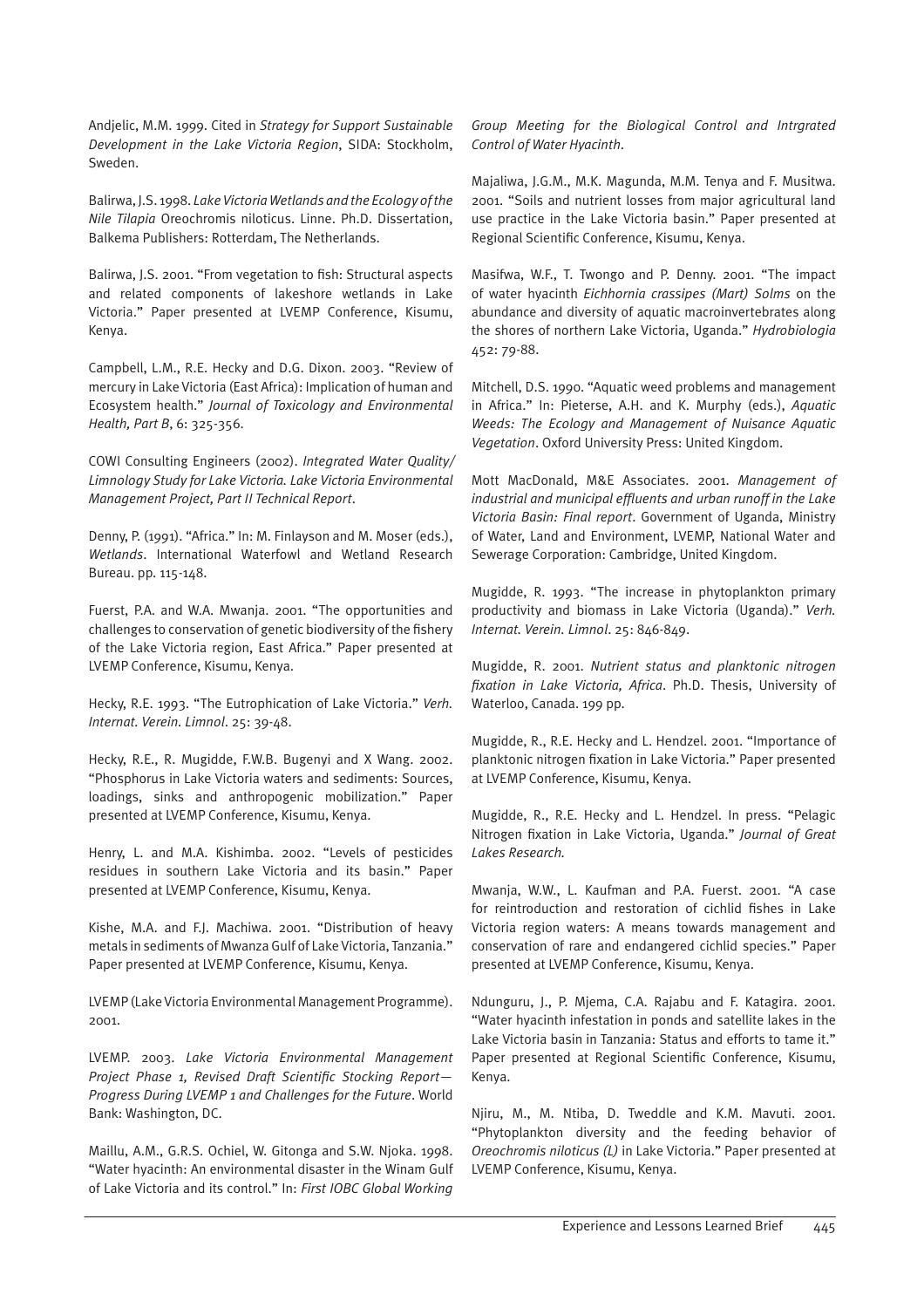Andjelic, M.M. 1999. Cited in *Strategy for Support Sustainable Development in the Lake Victoria Region*, SIDA: Stockholm, Sweden.

Balirwa, J.S. 1998. *Lake Victoria Wetlands and the Ecology of the Nile Tilapia* Oreochromis niloticus. Linne. Ph.D. Dissertation, Balkema Publishers: Rotterdam, The Netherlands.

Balirwa, J.S. 2001. "From vegetation to fish: Structural aspects and related components of lakeshore wetlands in Lake Victoria." Paper presented at LVEMP Conference, Kisumu, Kenya.

Campbell, L.M., R.E. Hecky and D.G. Dixon. 2003. "Review of mercury in Lake Victoria (East Africa): Implication of human and Ecosystem health." *Journal of Toxicology and Environmental Health, Part B*, 6: 325-356.

COWI Consulting Engineers (2002). *Integrated Water Quality/ Limnology Study for Lake Victoria. Lake Victoria Environmental Management Project, Part II Technical Report*.

Denny, P. (1991). "Africa." In: M. Finlayson and M. Moser (eds.), *Wetlands*. International Waterfowl and Wetland Research Bureau. pp. 115-148.

Fuerst, P.A. and W.A. Mwanja. 2001. "The opportunities and challenges to conservation of genetic biodiversity of the fishery of the Lake Victoria region, East Africa." Paper presented at LVEMP Conference, Kisumu, Kenya.

Hecky, R.E. 1993. "The Eutrophication of Lake Victoria." *Verh. Internat. Verein. Limnol*. 25: 39-48.

Hecky, R.E., R. Mugidde, F.W.B. Bugenyi and X Wang. 2002. "Phosphorus in Lake Victoria waters and sediments: Sources, loadings, sinks and anthropogenic mobilization." Paper presented at LVEMP Conference, Kisumu, Kenya.

Henry, L. and M.A. Kishimba. 2002. "Levels of pesticides residues in southern Lake Victoria and its basin." Paper presented at LVEMP Conference, Kisumu, Kenya.

Kishe, M.A. and F.J. Machiwa. 2001. "Distribution of heavy metals in sediments of Mwanza Gulf of Lake Victoria, Tanzania." Paper presented at LVEMP Conference, Kisumu, Kenya.

LVEMP (Lake Victoria Environmental Management Programme). 2001.

LVEMP. 2003. *Lake Victoria Environmental Management Project Phase 1, Revised Draft Scientific Stocking Report— Progress During LVEMP 1 and Challenges for the Future*. World Bank: Washington, DC.

Maillu, A.M., G.R.S. Ochiel, W. Gitonga and S.W. Njoka. 1998. "Water hyacinth: An environmental disaster in the Winam Gulf of Lake Victoria and its control." In: *First IOBC Global Working Group Meeting for the Biological Control and Intrgrated Control of Water Hyacinth*.

Majaliwa, J.G.M., M.K. Magunda, M.M. Tenya and F. Musitwa. 2001. "Soils and nutrient losses from major agricultural land use practice in the Lake Victoria basin." Paper presented at Regional Scientific Conference, Kisumu, Kenya.

Masifwa, W.F., T. Twongo and P. Denny. 2001. "The impact of water hyacinth *Eichhornia crassipes (Mart) Solms* on the abundance and diversity of aquatic macroinvertebrates along the shores of northern Lake Victoria, Uganda." *Hydrobiologia* 452: 79-88.

Mitchell, D.S. 1990. "Aquatic weed problems and management in Africa." In: Pieterse, A.H. and K. Murphy (eds.), *Aquatic Weeds: The Ecology and Management of Nuisance Aquatic Vegetation*. Oxford University Press: United Kingdom.

Mott MacDonald, M&E Associates. 2001. *Management of industrial and municipal effluents and urban runoff in the Lake Victoria Basin: Final report*. Government of Uganda, Ministry of Water, Land and Environment, LVEMP, National Water and Sewerage Corporation: Cambridge, United Kingdom.

Mugidde, R. 1993. "The increase in phytoplankton primary productivity and biomass in Lake Victoria (Uganda)." *Verh. Internat. Verein. Limnol*. 25: 846-849.

Mugidde, R. 2001. *Nutrient status and planktonic nitrogen fixation in Lake Victoria, Africa*. Ph.D. Thesis, University of Waterloo, Canada. 199 pp.

Mugidde, R., R.E. Hecky and L. Hendzel. 2001. "Importance of planktonic nitrogen fixation in Lake Victoria." Paper presented at LVEMP Conference, Kisumu, Kenya.

Mugidde, R., R.E. Hecky and L. Hendzel. In press. "Pelagic Nitrogen fixation in Lake Victoria, Uganda." *Journal of Great Lakes Research.*

Mwanja, W.W., L. Kaufman and P.A. Fuerst. 2001. "A case for reintroduction and restoration of cichlid fishes in Lake Victoria region waters: A means towards management and conservation of rare and endangered cichlid species." Paper presented at LVEMP Conference, Kisumu, Kenya.

Ndunguru, J., P. Mjema, C.A. Rajabu and F. Katagira. 2001. "Water hyacinth infestation in ponds and satellite lakes in the Lake Victoria basin in Tanzania: Status and efforts to tame it." Paper presented at Regional Scientific Conference, Kisumu, Kenya.

Njiru, M., M. Ntiba, D. Tweddle and K.M. Mavuti. 2001. "Phytoplankton diversity and the feeding behavior of *Oreochromis niloticus (L)* in Lake Victoria." Paper presented at LVEMP Conference, Kisumu, Kenya.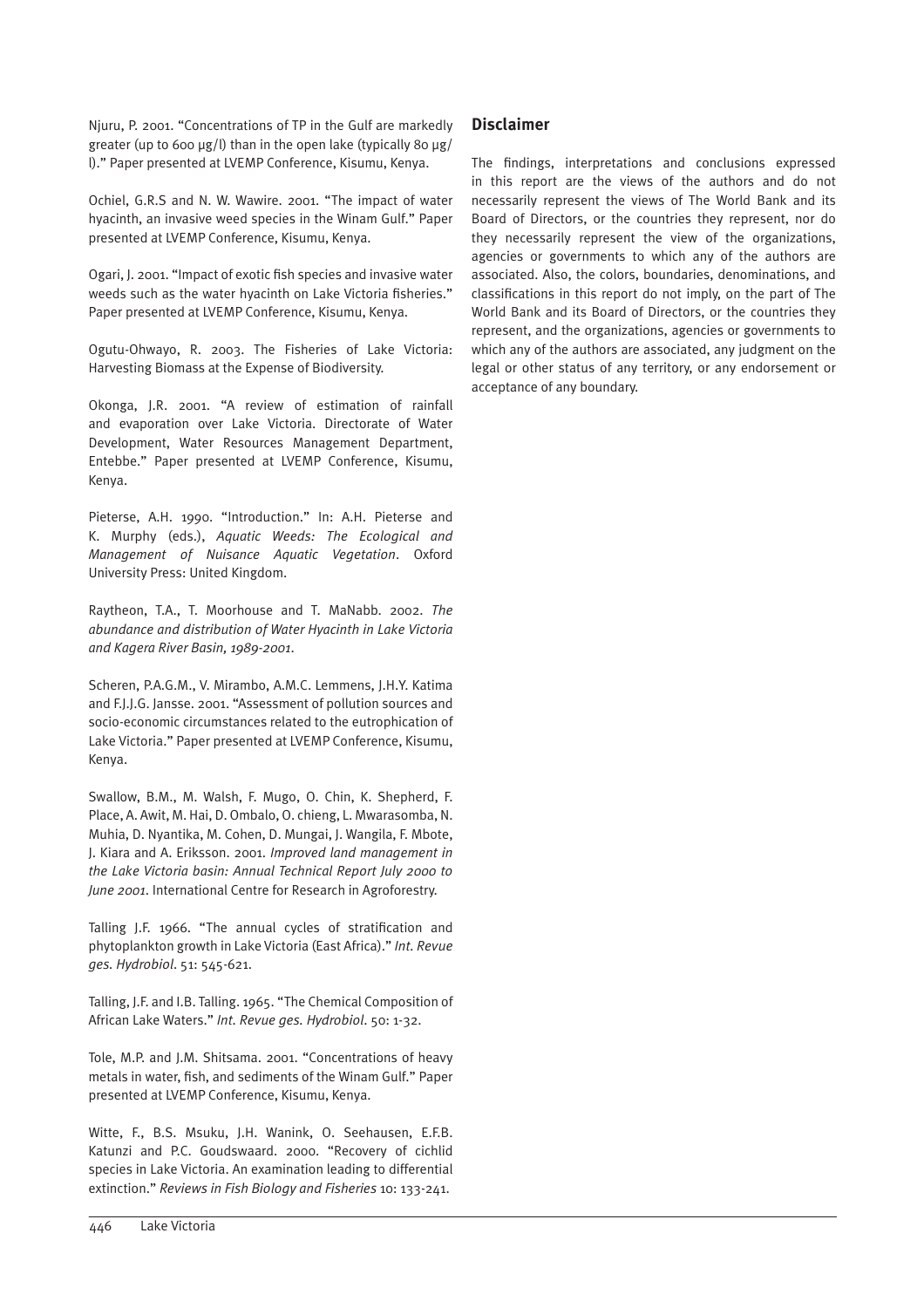Njuru, P. 2001. "Concentrations of TP in the Gulf are markedly greater (up to 600 µg/l) than in the open lake (typically 80 µg/l)." Paper presented at LVEMP Conference, Kisumu, Kenya.

Ochiel, G.R.S and N. W. Wawire. 2001. "The impact of water hyacinth, an invasive weed species in the Winam Gulf." Paper presented at LVEMP Conference, Kisumu, Kenya.

Ogari, J. 2001. "Impact of exotic fish species and invasive water weeds such as the water hyacinth on Lake Victoria fisheries." Paper presented at LVEMP Conference, Kisumu, Kenya.

Ogutu-Ohwayo, R. 2003. The Fisheries of Lake Victoria: Harvesting Biomass at the Expense of Biodiversity.

Okonga, J.R. 2001. "A review of estimation of rainfall and evaporation over Lake Victoria. Directorate of Water Development, Water Resources Management Department, Entebbe." Paper presented at LVEMP Conference, Kisumu, Kenya.

Pieterse, A.H. 1990. "Introduction." In: A.H. Pieterse and K. Murphy (eds.), *Aquatic Weeds: The Ecological and Management of Nuisance Aquatic Vegetation*. Oxford University Press: United Kingdom.

Raytheon, T.A., T. Moorhouse and T. MaNabb. 2002. *The abundance and distribution of Water Hyacinth in Lake Victoria and Kagera River Basin, 1989-2001*.

Scheren, P.A.G.M., V. Mirambo, A.M.C. Lemmens, J.H.Y. Katima and F.J.J.G. Jansse. 2001. "Assessment of pollution sources and socio-economic circumstances related to the eutrophication of Lake Victoria." Paper presented at LVEMP Conference, Kisumu, Kenya.

Swallow, B.M., M. Walsh, F. Mugo, O. Chin, K. Shepherd, F. Place, A. Awit, M. Hai, D. Ombalo, O. chieng, L. Mwarasomba, N. Muhia, D. Nyantika, M. Cohen, D. Mungai, J. Wangila, F. Mbote, J. Kiara and A. Eriksson. 2001. *Improved land management in the Lake Victoria basin: Annual Technical Report July 2000 to June 2001*. International Centre for Research in Agroforestry.

Talling J.F. 1966. "The annual cycles of stratification and phytoplankton growth in Lake Victoria (East Africa)." *Int. Revue ges. Hydrobiol*. 51: 545-621.

Talling, J.F. and I.B. Talling. 1965. "The Chemical Composition of African Lake Waters." *Int. Revue ges. Hydrobiol*. 50: 1-32.

Tole, M.P. and J.M. Shitsama. 2001. "Concentrations of heavy metals in water, fish, and sediments of the Winam Gulf." Paper presented at LVEMP Conference, Kisumu, Kenya.

Witte, F., B.S. Msuku, J.H. Wanink, O. Seehausen, E.F.B. Katunzi and P.C. Goudswaard. 2000. "Recovery of cichlid species in Lake Victoria. An examination leading to differential extinction." *Reviews in Fish Biology and Fisheries* 10: 133-241.

## Disclaimer

The findings, interpretations and conclusions expressed in this report are the views of the authors and do not necessarily represent the views of The World Bank and its Board of Directors, or the countries they represent, nor do they necessarily represent the view of the organizations, agencies or governments to which any of the authors are associated. Also, the colors, boundaries, denominations, and classifications in this report do not imply, on the part of The World Bank and its Board of Directors, or the countries they represent, and the organizations, agencies or governments to which any of the authors are associated, any judgment on the legal or other status of any territory, or any endorsement or acceptance of any boundary.